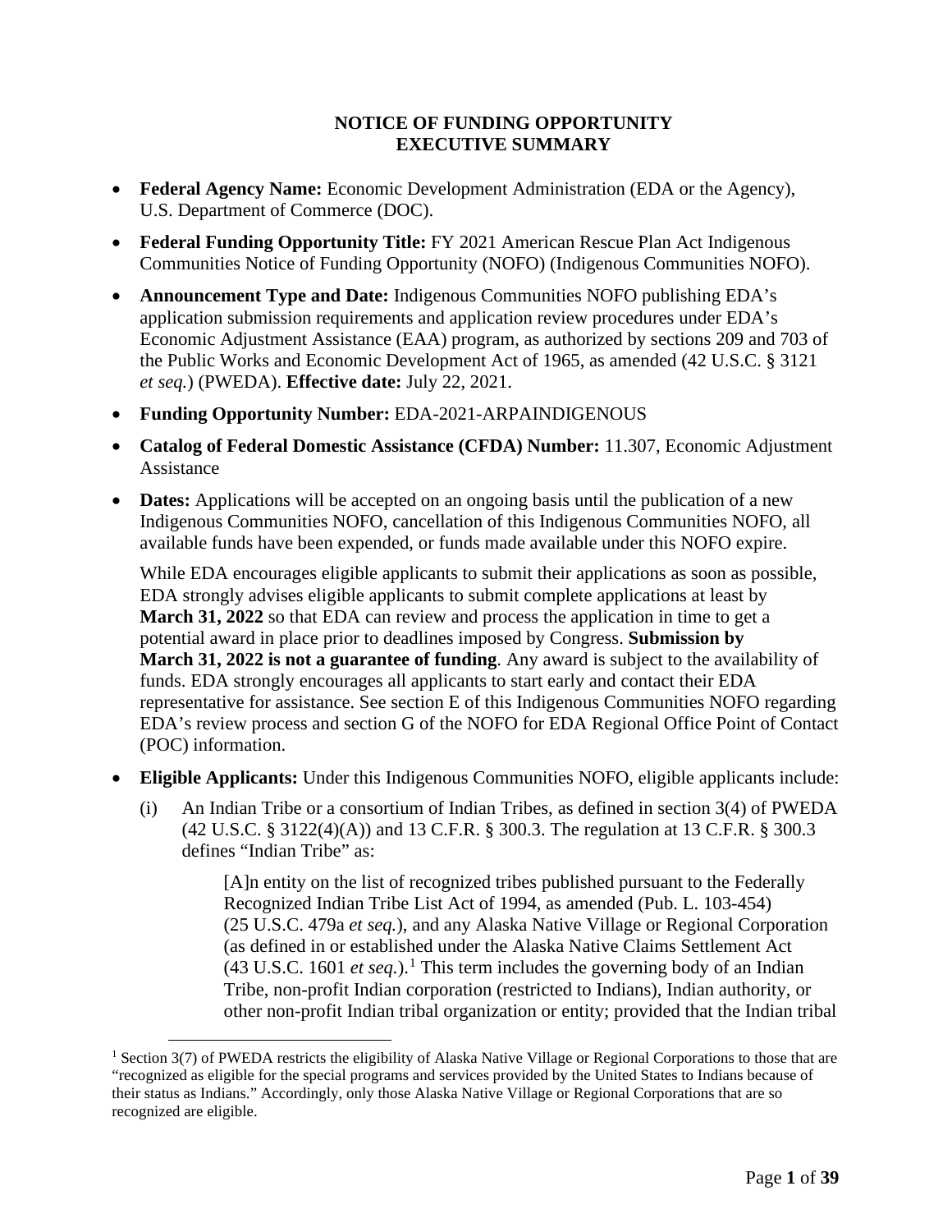# NOTICE OF FUNDING OPPORTUNITY EXECUTIVE SUMMARY

- **Federal Agency Name:** Economic Development Administration (EDA or the Agency), U.S. Department of Commerce (DOC).
- **Federal Funding Opportunity Title:** FY 2021 American Rescue Plan Act Indigenous Communities Notice of Funding Opportunity (NOFO) (Indigenous Communities NOFO).
- **Announcement Type and Date:** Indigenous Communities NOFO publishing EDA's application submission requirements and application review procedures under EDA's Economic Adjustment Assistance (EAA) program, as authorized by sections 209 and 703 of the Public Works and Economic Development Act of 1965, as amended (42 U.S.C. § 3121 *et seq.*) (PWEDA). **Effective date:** July 22, 2021.
- **Funding Opportunity Number:** EDA-2021-ARPAINDIGENOUS
- **Catalog of Federal Domestic Assistance (CFDA) Number:** 11.307, Economic Adjustment Assistance
- **Dates:** Applications will be accepted on an ongoing basis until the publication of a new Indigenous Communities NOFO, cancellation of this Indigenous Communities NOFO, all available funds have been expended, or funds made available under this NOFO expire.

  While EDA encourages eligible applicants to submit their applications as soon as possible, EDA strongly advises eligible applicants to submit complete applications at least by **March 31, 2022** so that EDA can review and process the application in time to get a potential award in place prior to deadlines imposed by Congress. **Submission by March 31, 2022 is not a guarantee of funding**. Any award is subject to the availability of funds. EDA strongly encourages all applicants to start early and contact their EDA representative for assistance. See section E of this Indigenous Communities NOFO regarding EDA's review process and section G of the NOFO for EDA Regional Office Point of Contact (POC) information.
- **Eligible Applicants:** Under this Indigenous Communities NOFO, eligible applicants include:

  (i) An Indian Tribe or a consortium of Indian Tribes, as defined in section 3(4) of PWEDA (42 U.S.C. § 3122(4)(A)) and 13 C.F.R. § 300.3. The regulation at 13 C.F.R. § 300.3 defines "Indian Tribe" as:

  > [A]n entity on the list of recognized tribes published pursuant to the Federally Recognized Indian Tribe List Act of 1994, as amended (Pub. L. 103-454) (25 U.S.C. 479a *et seq.*), and any Alaska Native Village or Regional Corporation (as defined in or established under the Alaska Native Claims Settlement Act (43 U.S.C. 1601 *et seq.*).[1] This term includes the governing body of an Indian Tribe, non-profit Indian corporation (restricted to Indians), Indian authority, or other non-profit Indian tribal organization or entity; provided that the Indian tribal

[1] Section 3(7) of PWEDA restricts the eligibility of Alaska Native Village or Regional Corporations to those that are "recognized as eligible for the special programs and services provided by the United States to Indians because of their status as Indians." Accordingly, only those Alaska Native Village or Regional Corporations that are so recognized are eligible.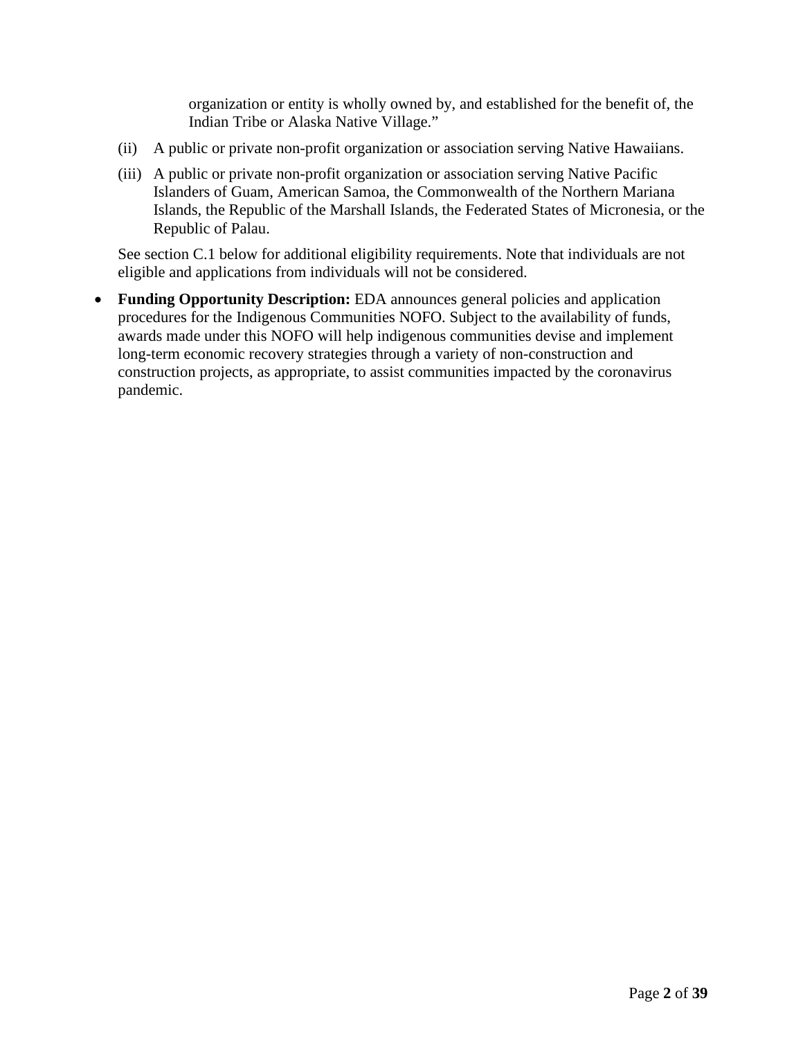organization or entity is wholly owned by, and established for the benefit of, the Indian Tribe or Alaska Native Village."

(ii) A public or private non-profit organization or association serving Native Hawaiians.

(iii) A public or private non-profit organization or association serving Native Pacific Islanders of Guam, American Samoa, the Commonwealth of the Northern Mariana Islands, the Republic of the Marshall Islands, the Federated States of Micronesia, or the Republic of Palau.

See section C.1 below for additional eligibility requirements. Note that individuals are not eligible and applications from individuals will not be considered.

- **Funding Opportunity Description:** EDA announces general policies and application procedures for the Indigenous Communities NOFO. Subject to the availability of funds, awards made under this NOFO will help indigenous communities devise and implement long-term economic recovery strategies through a variety of non-construction and construction projects, as appropriate, to assist communities impacted by the coronavirus pandemic.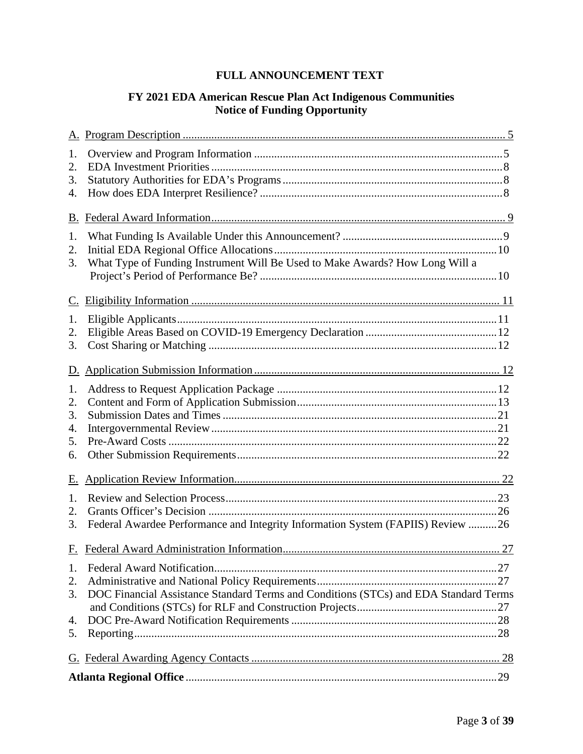**FULL ANNOUNCEMENT TEXT**

**FY 2021 EDA American Rescue Plan Act Indigenous Communities Notice of Funding Opportunity**

A. Program Description ........................................................................................ 5

1. Overview and Program Information ........................................................ 5
2. EDA Investment Priorities ........................................................................ 8
3. Statutory Authorities for EDA's Programs .............................................. 8
4. How does EDA Interpret Resilience? ...................................................... 8

B. Federal Award Information ................................................................................ 9

1. What Funding Is Available Under this Announcement? ........................... 9
2. Initial EDA Regional Office Allocations ................................................. 10
3. What Type of Funding Instrument Will Be Used to Make Awards? How Long Will a Project's Period of Performance Be? ........................................................ 10

C. Eligibility Information ...................................................................................... 11

1. Eligible Applicants .................................................................................. 11
2. Eligible Areas Based on COVID-19 Emergency Declaration ................... 12
3. Cost Sharing or Matching ........................................................................ 12

D. Application Submission Information ............................................................... 12

1. Address to Request Application Package ................................................ 12
2. Content and Form of Application Submission ......................................... 13
3. Submission Dates and Times ................................................................... 21
4. Intergovernmental Review ....................................................................... 21
5. Pre-Award Costs ...................................................................................... 22
6. Other Submission Requirements .............................................................. 22

E. Application Review Information ...................................................................... 22

1. Review and Selection Process .................................................................. 23
2. Grants Officer's Decision ......................................................................... 26
3. Federal Awardee Performance and Integrity Information System (FAPIIS) Review .......... 26

F. Federal Award Administration Information ...................................................... 27

1. Federal Award Notification ...................................................................... 27
2. Administrative and National Policy Requirements ................................... 27
3. DOC Financial Assistance Standard Terms and Conditions (STCs) and EDA Standard Terms and Conditions (STCs) for RLF and Construction Projects ................................. 27
4. DOC Pre-Award Notification Requirements ............................................ 28
5. Reporting .................................................................................................. 28

G. Federal Awarding Agency Contacts ................................................................. 28

**Atlanta Regional Office** ...................................................................................... 29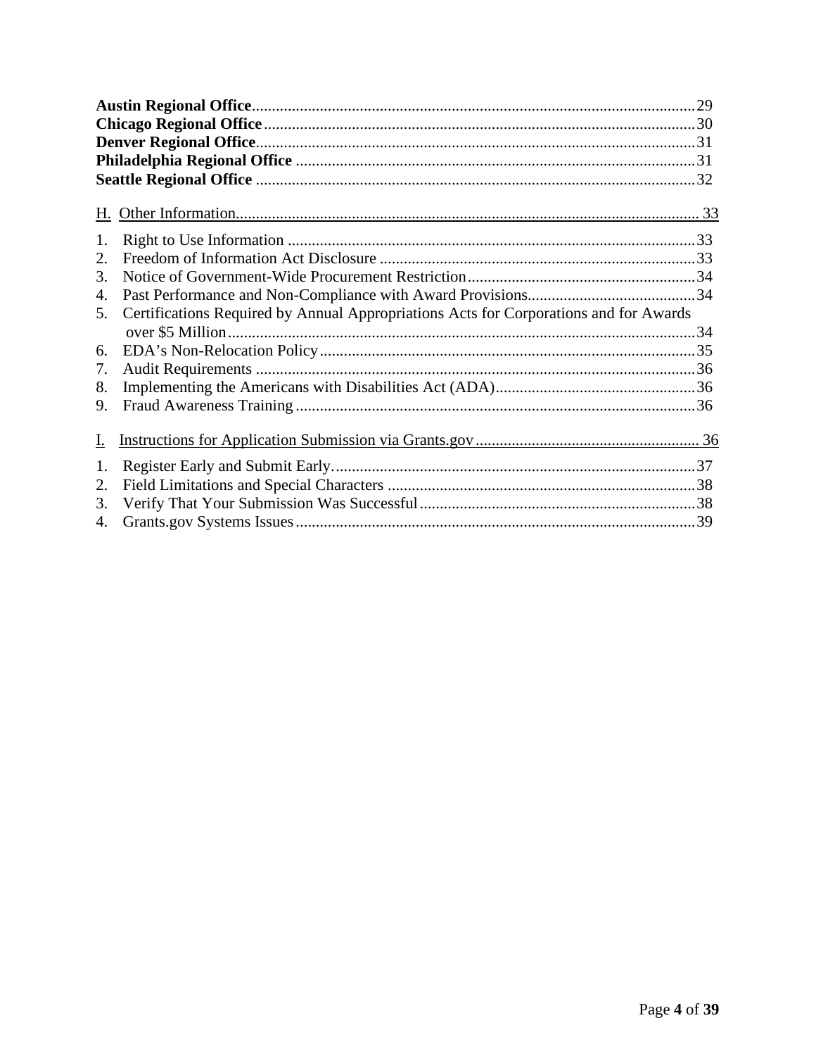**Austin Regional Office**.............................................................................................................29
**Chicago Regional Office**...........................................................................................................30
**Denver Regional Office**.............................................................................................................31
**Philadelphia Regional Office** ...................................................................................................31
**Seattle Regional Office** .............................................................................................................32

H. Other Information.................................................................................................................. 33

1. Right to Use Information ......................................................................................................33
2. Freedom of Information Act Disclosure ...............................................................................33
3. Notice of Government-Wide Procurement Restriction.........................................................34
4. Past Performance and Non-Compliance with Award Provisions..........................................34
5. Certifications Required by Annual Appropriations Acts for Corporations and for Awards over $5 Million.....................................................................................................................34
6. EDA's Non-Relocation Policy..............................................................................................35
7. Audit Requirements ..............................................................................................................36
8. Implementing the Americans with Disabilities Act (ADA)..................................................36
9. Fraud Awareness Training....................................................................................................36

I. Instructions for Application Submission via Grants.gov........................................................ 36

1. Register Early and Submit Early...........................................................................................37
2. Field Limitations and Special Characters .............................................................................38
3. Verify That Your Submission Was Successful.....................................................................38
4. Grants.gov Systems Issues....................................................................................................39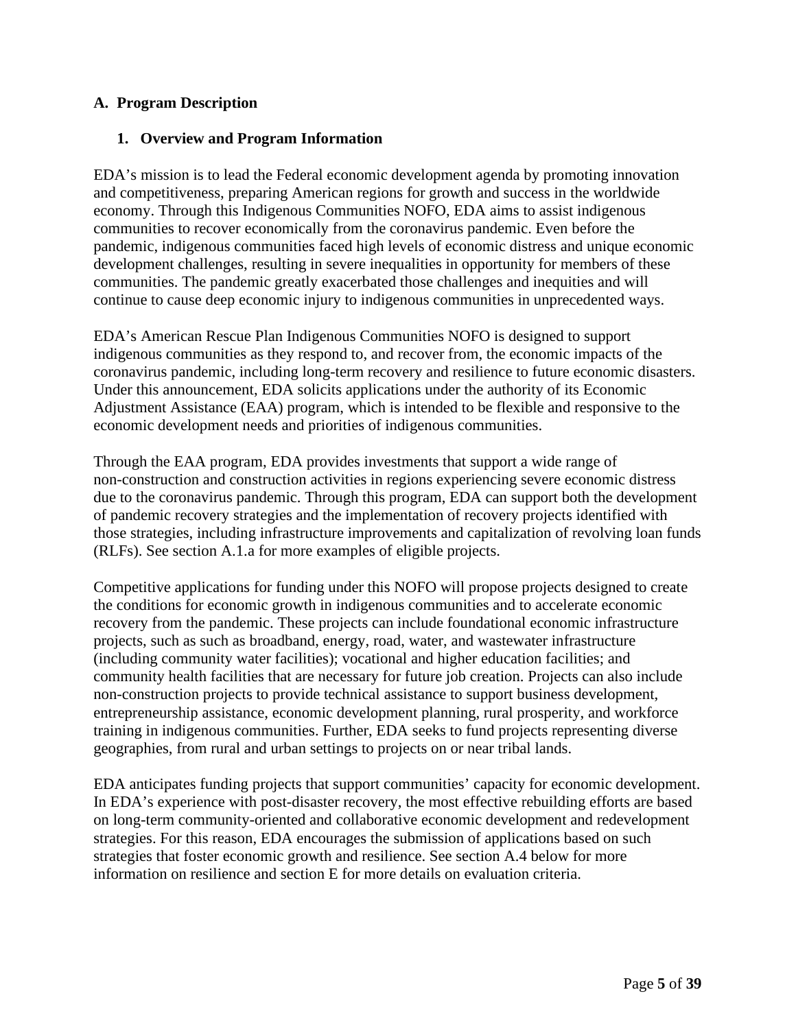## A. Program Description

### 1. Overview and Program Information

EDA's mission is to lead the Federal economic development agenda by promoting innovation and competitiveness, preparing American regions for growth and success in the worldwide economy. Through this Indigenous Communities NOFO, EDA aims to assist indigenous communities to recover economically from the coronavirus pandemic. Even before the pandemic, indigenous communities faced high levels of economic distress and unique economic development challenges, resulting in severe inequalities in opportunity for members of these communities. The pandemic greatly exacerbated those challenges and inequities and will continue to cause deep economic injury to indigenous communities in unprecedented ways.

EDA's American Rescue Plan Indigenous Communities NOFO is designed to support indigenous communities as they respond to, and recover from, the economic impacts of the coronavirus pandemic, including long-term recovery and resilience to future economic disasters. Under this announcement, EDA solicits applications under the authority of its Economic Adjustment Assistance (EAA) program, which is intended to be flexible and responsive to the economic development needs and priorities of indigenous communities.

Through the EAA program, EDA provides investments that support a wide range of non-construction and construction activities in regions experiencing severe economic distress due to the coronavirus pandemic. Through this program, EDA can support both the development of pandemic recovery strategies and the implementation of recovery projects identified with those strategies, including infrastructure improvements and capitalization of revolving loan funds (RLFs). See section A.1.a for more examples of eligible projects.

Competitive applications for funding under this NOFO will propose projects designed to create the conditions for economic growth in indigenous communities and to accelerate economic recovery from the pandemic. These projects can include foundational economic infrastructure projects, such as such as broadband, energy, road, water, and wastewater infrastructure (including community water facilities); vocational and higher education facilities; and community health facilities that are necessary for future job creation. Projects can also include non-construction projects to provide technical assistance to support business development, entrepreneurship assistance, economic development planning, rural prosperity, and workforce training in indigenous communities. Further, EDA seeks to fund projects representing diverse geographies, from rural and urban settings to projects on or near tribal lands.

EDA anticipates funding projects that support communities' capacity for economic development. In EDA's experience with post-disaster recovery, the most effective rebuilding efforts are based on long-term community-oriented and collaborative economic development and redevelopment strategies. For this reason, EDA encourages the submission of applications based on such strategies that foster economic growth and resilience. See section A.4 below for more information on resilience and section E for more details on evaluation criteria.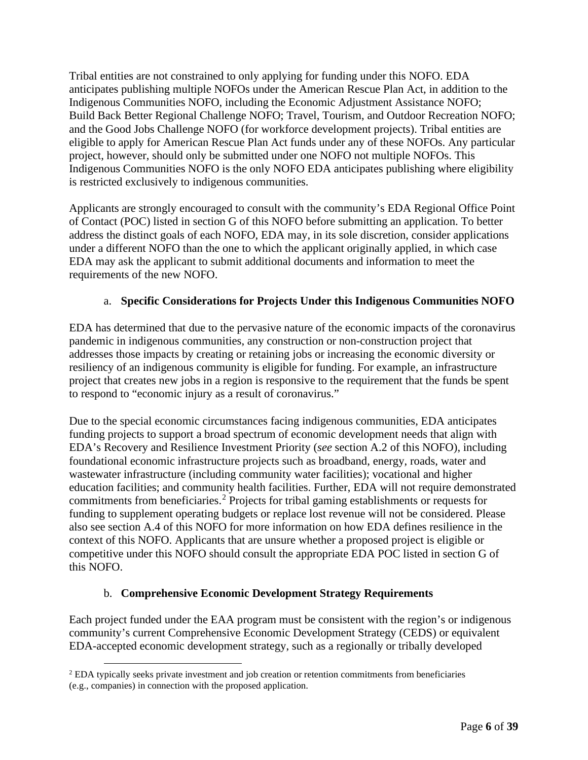Tribal entities are not constrained to only applying for funding under this NOFO. EDA anticipates publishing multiple NOFOs under the American Rescue Plan Act, in addition to the Indigenous Communities NOFO, including the Economic Adjustment Assistance NOFO; Build Back Better Regional Challenge NOFO; Travel, Tourism, and Outdoor Recreation NOFO; and the Good Jobs Challenge NOFO (for workforce development projects). Tribal entities are eligible to apply for American Rescue Plan Act funds under any of these NOFOs. Any particular project, however, should only be submitted under one NOFO not multiple NOFOs. This Indigenous Communities NOFO is the only NOFO EDA anticipates publishing where eligibility is restricted exclusively to indigenous communities.

Applicants are strongly encouraged to consult with the community's EDA Regional Office Point of Contact (POC) listed in section G of this NOFO before submitting an application. To better address the distinct goals of each NOFO, EDA may, in its sole discretion, consider applications under a different NOFO than the one to which the applicant originally applied, in which case EDA may ask the applicant to submit additional documents and information to meet the requirements of the new NOFO.

a. **Specific Considerations for Projects Under this Indigenous Communities NOFO**

EDA has determined that due to the pervasive nature of the economic impacts of the coronavirus pandemic in indigenous communities, any construction or non-construction project that addresses those impacts by creating or retaining jobs or increasing the economic diversity or resiliency of an indigenous community is eligible for funding. For example, an infrastructure project that creates new jobs in a region is responsive to the requirement that the funds be spent to respond to "economic injury as a result of coronavirus."

Due to the special economic circumstances facing indigenous communities, EDA anticipates funding projects to support a broad spectrum of economic development needs that align with EDA's Recovery and Resilience Investment Priority (*see* section A.2 of this NOFO), including foundational economic infrastructure projects such as broadband, energy, roads, water and wastewater infrastructure (including community water facilities); vocational and higher education facilities; and community health facilities. Further, EDA will not require demonstrated commitments from beneficiaries.[2] Projects for tribal gaming establishments or requests for funding to supplement operating budgets or replace lost revenue will not be considered. Please also see section A.4 of this NOFO for more information on how EDA defines resilience in the context of this NOFO. Applicants that are unsure whether a proposed project is eligible or competitive under this NOFO should consult the appropriate EDA POC listed in section G of this NOFO.

b. **Comprehensive Economic Development Strategy Requirements**

Each project funded under the EAA program must be consistent with the region's or indigenous community's current Comprehensive Economic Development Strategy (CEDS) or equivalent EDA-accepted economic development strategy, such as a regionally or tribally developed

[2] EDA typically seeks private investment and job creation or retention commitments from beneficiaries (e.g., companies) in connection with the proposed application.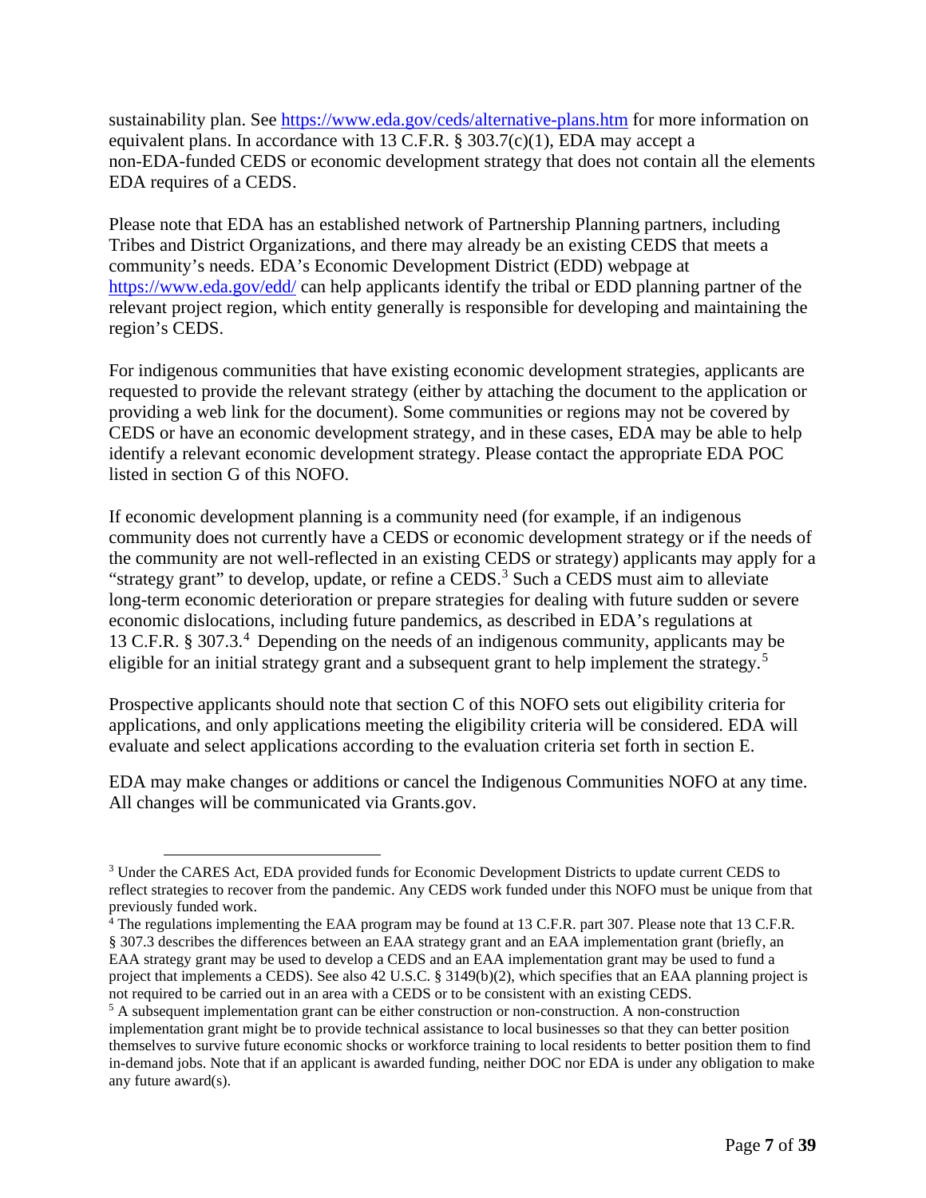sustainability plan. See https://www.eda.gov/ceds/alternative-plans.htm for more information on equivalent plans. In accordance with 13 C.F.R. § 303.7(c)(1), EDA may accept a non-EDA-funded CEDS or economic development strategy that does not contain all the elements EDA requires of a CEDS.

Please note that EDA has an established network of Partnership Planning partners, including Tribes and District Organizations, and there may already be an existing CEDS that meets a community's needs. EDA's Economic Development District (EDD) webpage at https://www.eda.gov/edd/ can help applicants identify the tribal or EDD planning partner of the relevant project region, which entity generally is responsible for developing and maintaining the region's CEDS.

For indigenous communities that have existing economic development strategies, applicants are requested to provide the relevant strategy (either by attaching the document to the application or providing a web link for the document). Some communities or regions may not be covered by CEDS or have an economic development strategy, and in these cases, EDA may be able to help identify a relevant economic development strategy. Please contact the appropriate EDA POC listed in section G of this NOFO.

If economic development planning is a community need (for example, if an indigenous community does not currently have a CEDS or economic development strategy or if the needs of the community are not well-reflected in an existing CEDS or strategy) applicants may apply for a "strategy grant" to develop, update, or refine a CEDS.[3] Such a CEDS must aim to alleviate long-term economic deterioration or prepare strategies for dealing with future sudden or severe economic dislocations, including future pandemics, as described in EDA's regulations at 13 C.F.R. § 307.3.[4] Depending on the needs of an indigenous community, applicants may be eligible for an initial strategy grant and a subsequent grant to help implement the strategy.[5]

Prospective applicants should note that section C of this NOFO sets out eligibility criteria for applications, and only applications meeting the eligibility criteria will be considered. EDA will evaluate and select applications according to the evaluation criteria set forth in section E.

EDA may make changes or additions or cancel the Indigenous Communities NOFO at any time. All changes will be communicated via Grants.gov.

---

[3] Under the CARES Act, EDA provided funds for Economic Development Districts to update current CEDS to reflect strategies to recover from the pandemic. Any CEDS work funded under this NOFO must be unique from that previously funded work.

[4] The regulations implementing the EAA program may be found at 13 C.F.R. part 307. Please note that 13 C.F.R. § 307.3 describes the differences between an EAA strategy grant and an EAA implementation grant (briefly, an EAA strategy grant may be used to develop a CEDS and an EAA implementation grant may be used to fund a project that implements a CEDS). See also 42 U.S.C. § 3149(b)(2), which specifies that an EAA planning project is not required to be carried out in an area with a CEDS or to be consistent with an existing CEDS.

[5] A subsequent implementation grant can be either construction or non-construction. A non-construction implementation grant might be to provide technical assistance to local businesses so that they can better position themselves to survive future economic shocks or workforce training to local residents to better position them to find in-demand jobs. Note that if an applicant is awarded funding, neither DOC nor EDA is under any obligation to make any future award(s).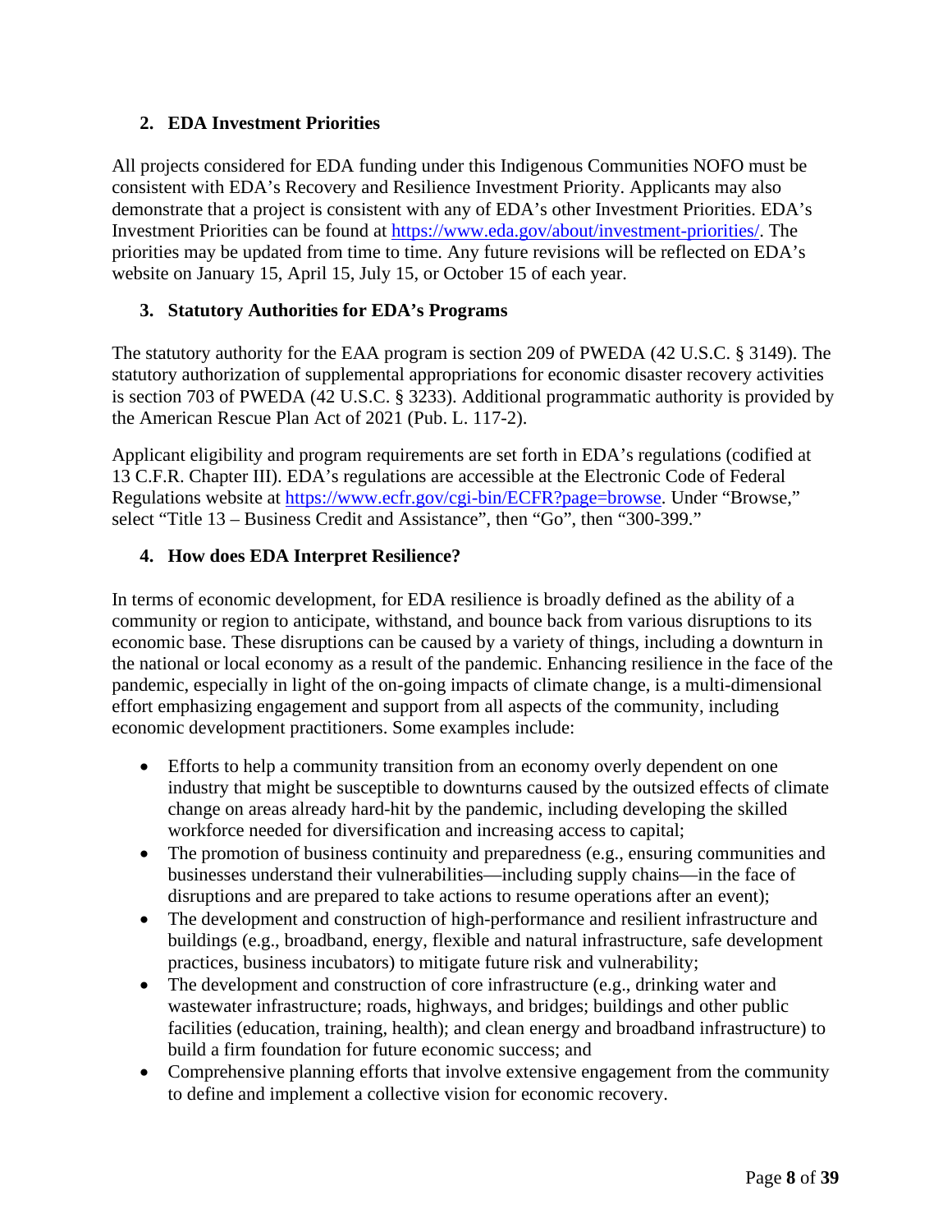## 2. EDA Investment Priorities

All projects considered for EDA funding under this Indigenous Communities NOFO must be consistent with EDA's Recovery and Resilience Investment Priority. Applicants may also demonstrate that a project is consistent with any of EDA's other Investment Priorities. EDA's Investment Priorities can be found at https://www.eda.gov/about/investment-priorities/. The priorities may be updated from time to time. Any future revisions will be reflected on EDA's website on January 15, April 15, July 15, or October 15 of each year.

## 3. Statutory Authorities for EDA's Programs

The statutory authority for the EAA program is section 209 of PWEDA (42 U.S.C. § 3149). The statutory authorization of supplemental appropriations for economic disaster recovery activities is section 703 of PWEDA (42 U.S.C. § 3233). Additional programmatic authority is provided by the American Rescue Plan Act of 2021 (Pub. L. 117-2).

Applicant eligibility and program requirements are set forth in EDA's regulations (codified at 13 C.F.R. Chapter III). EDA's regulations are accessible at the Electronic Code of Federal Regulations website at https://www.ecfr.gov/cgi-bin/ECFR?page=browse. Under "Browse," select "Title 13 – Business Credit and Assistance", then "Go", then "300-399."

## 4. How does EDA Interpret Resilience?

In terms of economic development, for EDA resilience is broadly defined as the ability of a community or region to anticipate, withstand, and bounce back from various disruptions to its economic base. These disruptions can be caused by a variety of things, including a downturn in the national or local economy as a result of the pandemic. Enhancing resilience in the face of the pandemic, especially in light of the on-going impacts of climate change, is a multi-dimensional effort emphasizing engagement and support from all aspects of the community, including economic development practitioners. Some examples include:

- Efforts to help a community transition from an economy overly dependent on one industry that might be susceptible to downturns caused by the outsized effects of climate change on areas already hard-hit by the pandemic, including developing the skilled workforce needed for diversification and increasing access to capital;
- The promotion of business continuity and preparedness (e.g., ensuring communities and businesses understand their vulnerabilities—including supply chains—in the face of disruptions and are prepared to take actions to resume operations after an event);
- The development and construction of high-performance and resilient infrastructure and buildings (e.g., broadband, energy, flexible and natural infrastructure, safe development practices, business incubators) to mitigate future risk and vulnerability;
- The development and construction of core infrastructure (e.g., drinking water and wastewater infrastructure; roads, highways, and bridges; buildings and other public facilities (education, training, health); and clean energy and broadband infrastructure) to build a firm foundation for future economic success; and
- Comprehensive planning efforts that involve extensive engagement from the community to define and implement a collective vision for economic recovery.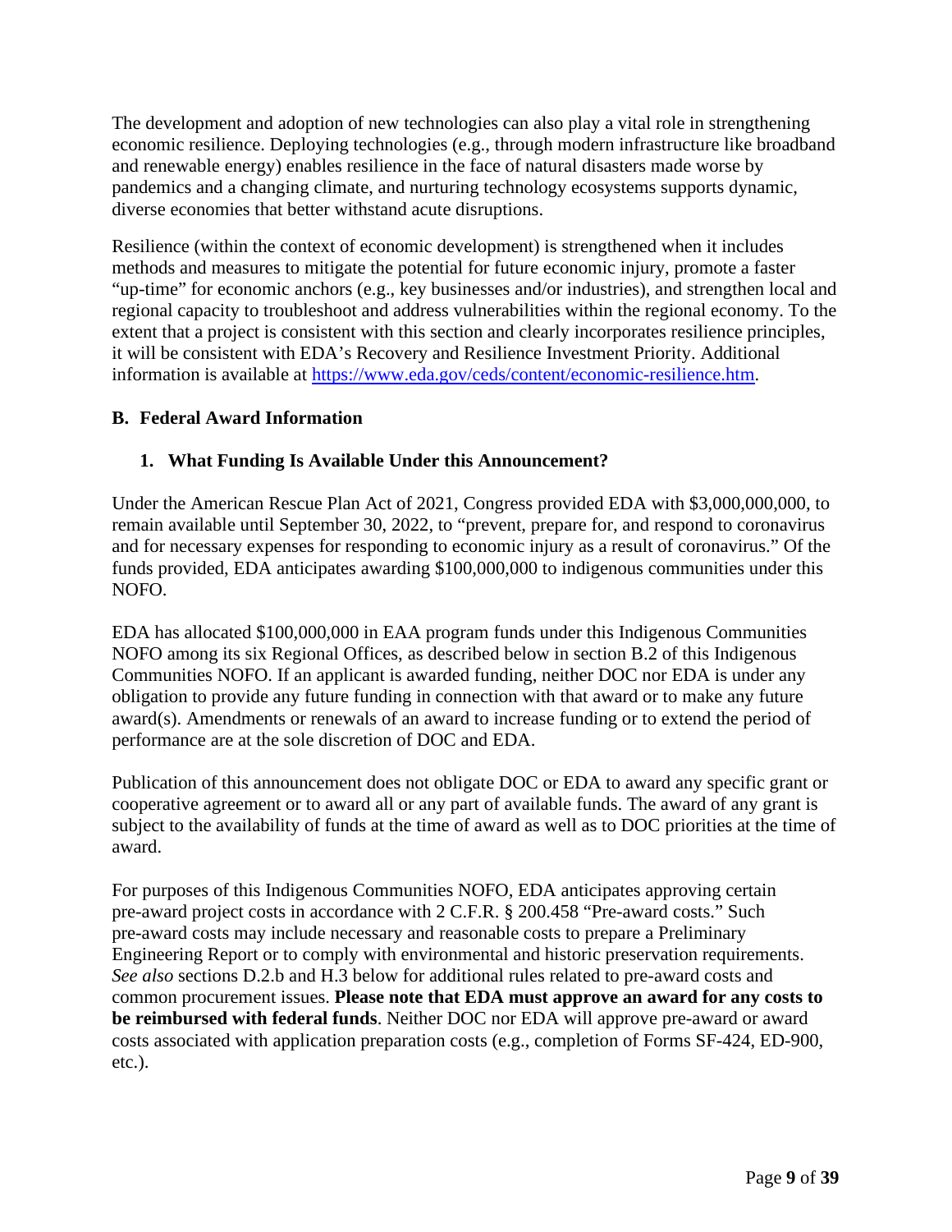The development and adoption of new technologies can also play a vital role in strengthening economic resilience. Deploying technologies (e.g., through modern infrastructure like broadband and renewable energy) enables resilience in the face of natural disasters made worse by pandemics and a changing climate, and nurturing technology ecosystems supports dynamic, diverse economies that better withstand acute disruptions.

Resilience (within the context of economic development) is strengthened when it includes methods and measures to mitigate the potential for future economic injury, promote a faster "up-time" for economic anchors (e.g., key businesses and/or industries), and strengthen local and regional capacity to troubleshoot and address vulnerabilities within the regional economy. To the extent that a project is consistent with this section and clearly incorporates resilience principles, it will be consistent with EDA's Recovery and Resilience Investment Priority. Additional information is available at [https://www.eda.gov/ceds/content/economic-resilience.htm](https://www.eda.gov/ceds/content/economic-resilience.htm).

## B. Federal Award Information

### 1. What Funding Is Available Under this Announcement?

Under the American Rescue Plan Act of 2021, Congress provided EDA with $3,000,000,000, to remain available until September 30, 2022, to "prevent, prepare for, and respond to coronavirus and for necessary expenses for responding to economic injury as a result of coronavirus." Of the funds provided, EDA anticipates awarding $100,000,000 to indigenous communities under this NOFO.

EDA has allocated $100,000,000 in EAA program funds under this Indigenous Communities NOFO among its six Regional Offices, as described below in section B.2 of this Indigenous Communities NOFO. If an applicant is awarded funding, neither DOC nor EDA is under any obligation to provide any future funding in connection with that award or to make any future award(s). Amendments or renewals of an award to increase funding or to extend the period of performance are at the sole discretion of DOC and EDA.

Publication of this announcement does not obligate DOC or EDA to award any specific grant or cooperative agreement or to award all or any part of available funds. The award of any grant is subject to the availability of funds at the time of award as well as to DOC priorities at the time of award.

For purposes of this Indigenous Communities NOFO, EDA anticipates approving certain pre-award project costs in accordance with 2 C.F.R. § 200.458 "Pre-award costs." Such pre-award costs may include necessary and reasonable costs to prepare a Preliminary Engineering Report or to comply with environmental and historic preservation requirements. *See also* sections D.2.b and H.3 below for additional rules related to pre-award costs and common procurement issues. **Please note that EDA must approve an award for any costs to be reimbursed with federal funds**. Neither DOC nor EDA will approve pre-award or award costs associated with application preparation costs (e.g., completion of Forms SF-424, ED-900, etc.).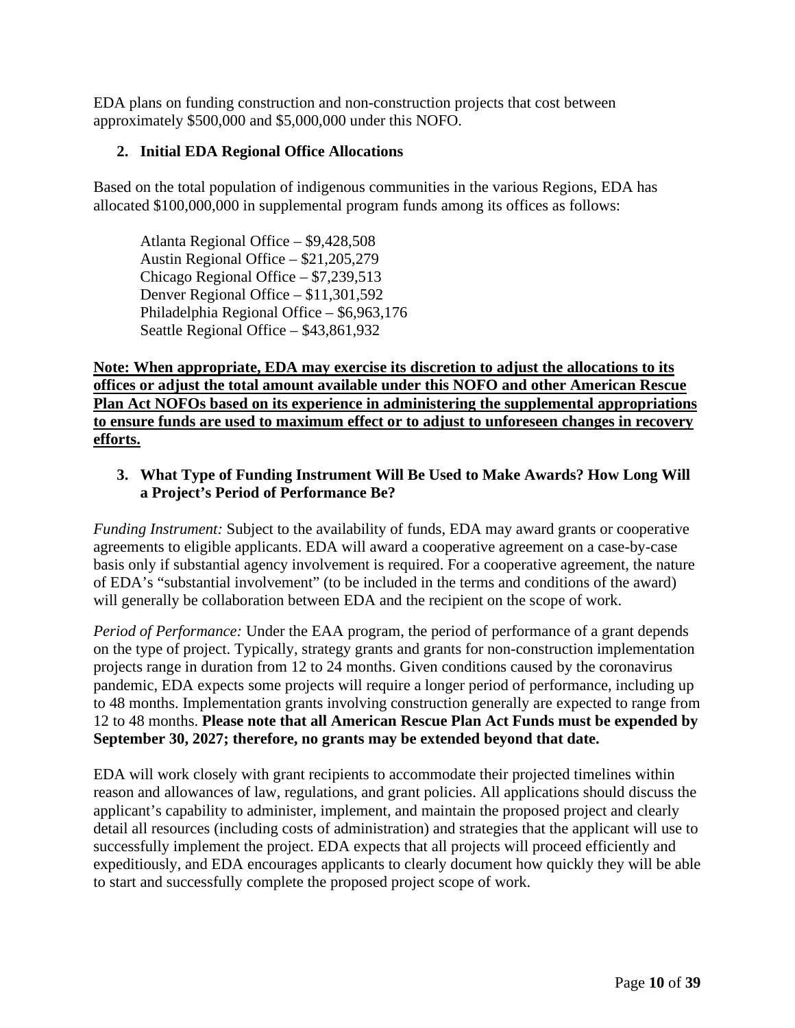EDA plans on funding construction and non-construction projects that cost between approximately $500,000 and $5,000,000 under this NOFO.

### 2. Initial EDA Regional Office Allocations

Based on the total population of indigenous communities in the various Regions, EDA has allocated $100,000,000 in supplemental program funds among its offices as follows:

Atlanta Regional Office – $9,428,508
Austin Regional Office – $21,205,279
Chicago Regional Office – $7,239,513
Denver Regional Office – $11,301,592
Philadelphia Regional Office – $6,963,176
Seattle Regional Office – $43,861,932

**Note: When appropriate, EDA may exercise its discretion to adjust the allocations to its offices or adjust the total amount available under this NOFO and other American Rescue Plan Act NOFOs based on its experience in administering the supplemental appropriations to ensure funds are used to maximum effect or to adjust to unforeseen changes in recovery efforts.**

### 3. What Type of Funding Instrument Will Be Used to Make Awards? How Long Will a Project's Period of Performance Be?

*Funding Instrument:* Subject to the availability of funds, EDA may award grants or cooperative agreements to eligible applicants. EDA will award a cooperative agreement on a case-by-case basis only if substantial agency involvement is required. For a cooperative agreement, the nature of EDA's "substantial involvement" (to be included in the terms and conditions of the award) will generally be collaboration between EDA and the recipient on the scope of work.

*Period of Performance:* Under the EAA program, the period of performance of a grant depends on the type of project. Typically, strategy grants and grants for non-construction implementation projects range in duration from 12 to 24 months. Given conditions caused by the coronavirus pandemic, EDA expects some projects will require a longer period of performance, including up to 48 months. Implementation grants involving construction generally are expected to range from 12 to 48 months. **Please note that all American Rescue Plan Act Funds must be expended by September 30, 2027; therefore, no grants may be extended beyond that date.**

EDA will work closely with grant recipients to accommodate their projected timelines within reason and allowances of law, regulations, and grant policies. All applications should discuss the applicant's capability to administer, implement, and maintain the proposed project and clearly detail all resources (including costs of administration) and strategies that the applicant will use to successfully implement the project. EDA expects that all projects will proceed efficiently and expeditiously, and EDA encourages applicants to clearly document how quickly they will be able to start and successfully complete the proposed project scope of work.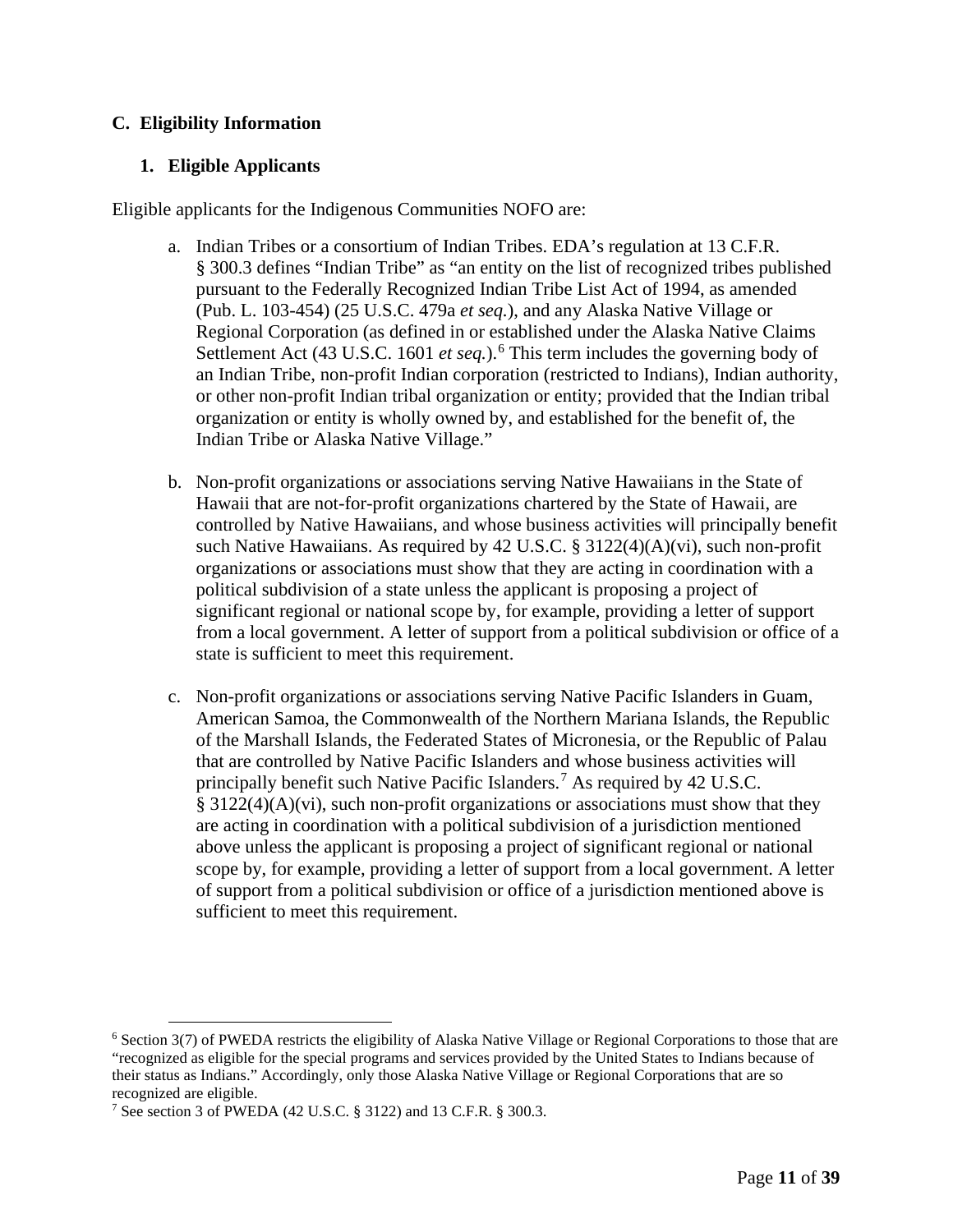## C. Eligibility Information

### 1. Eligible Applicants

Eligible applicants for the Indigenous Communities NOFO are:

a. Indian Tribes or a consortium of Indian Tribes. EDA's regulation at 13 C.F.R. § 300.3 defines "Indian Tribe" as "an entity on the list of recognized tribes published pursuant to the Federally Recognized Indian Tribe List Act of 1994, as amended (Pub. L. 103-454) (25 U.S.C. 479a *et seq.*), and any Alaska Native Village or Regional Corporation (as defined in or established under the Alaska Native Claims Settlement Act (43 U.S.C. 1601 *et seq.*).[6] This term includes the governing body of an Indian Tribe, non-profit Indian corporation (restricted to Indians), Indian authority, or other non-profit Indian tribal organization or entity; provided that the Indian tribal organization or entity is wholly owned by, and established for the benefit of, the Indian Tribe or Alaska Native Village."

b. Non-profit organizations or associations serving Native Hawaiians in the State of Hawaii that are not-for-profit organizations chartered by the State of Hawaii, are controlled by Native Hawaiians, and whose business activities will principally benefit such Native Hawaiians. As required by 42 U.S.C. § 3122(4)(A)(vi), such non-profit organizations or associations must show that they are acting in coordination with a political subdivision of a state unless the applicant is proposing a project of significant regional or national scope by, for example, providing a letter of support from a local government. A letter of support from a political subdivision or office of a state is sufficient to meet this requirement.

c. Non-profit organizations or associations serving Native Pacific Islanders in Guam, American Samoa, the Commonwealth of the Northern Mariana Islands, the Republic of the Marshall Islands, the Federated States of Micronesia, or the Republic of Palau that are controlled by Native Pacific Islanders and whose business activities will principally benefit such Native Pacific Islanders.[7] As required by 42 U.S.C. § 3122(4)(A)(vi), such non-profit organizations or associations must show that they are acting in coordination with a political subdivision of a jurisdiction mentioned above unless the applicant is proposing a project of significant regional or national scope by, for example, providing a letter of support from a local government. A letter of support from a political subdivision or office of a jurisdiction mentioned above is sufficient to meet this requirement.

---

[6] Section 3(7) of PWEDA restricts the eligibility of Alaska Native Village or Regional Corporations to those that are "recognized as eligible for the special programs and services provided by the United States to Indians because of their status as Indians." Accordingly, only those Alaska Native Village or Regional Corporations that are so recognized are eligible.

[7] See section 3 of PWEDA (42 U.S.C. § 3122) and 13 C.F.R. § 300.3.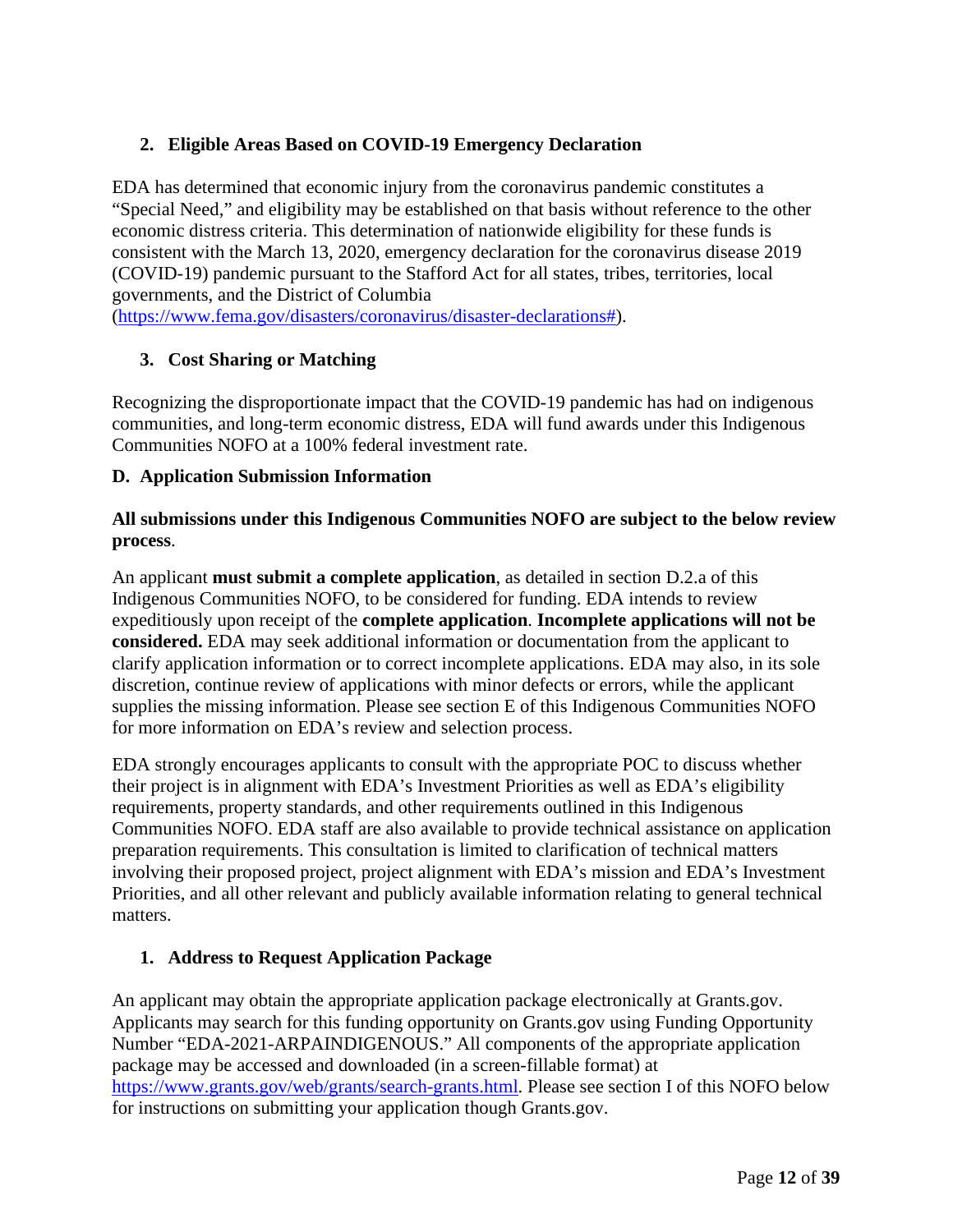### 2. Eligible Areas Based on COVID-19 Emergency Declaration

EDA has determined that economic injury from the coronavirus pandemic constitutes a "Special Need," and eligibility may be established on that basis without reference to the other economic distress criteria. This determination of nationwide eligibility for these funds is consistent with the March 13, 2020, emergency declaration for the coronavirus disease 2019 (COVID-19) pandemic pursuant to the Stafford Act for all states, tribes, territories, local governments, and the District of Columbia (https://www.fema.gov/disasters/coronavirus/disaster-declarations#).

### 3. Cost Sharing or Matching

Recognizing the disproportionate impact that the COVID-19 pandemic has had on indigenous communities, and long-term economic distress, EDA will fund awards under this Indigenous Communities NOFO at a 100% federal investment rate.

## D. Application Submission Information

**All submissions under this Indigenous Communities NOFO are subject to the below review process**.

An applicant **must submit a complete application**, as detailed in section D.2.a of this Indigenous Communities NOFO, to be considered for funding. EDA intends to review expeditiously upon receipt of the **complete application**. **Incomplete applications will not be considered.** EDA may seek additional information or documentation from the applicant to clarify application information or to correct incomplete applications. EDA may also, in its sole discretion, continue review of applications with minor defects or errors, while the applicant supplies the missing information. Please see section E of this Indigenous Communities NOFO for more information on EDA's review and selection process.

EDA strongly encourages applicants to consult with the appropriate POC to discuss whether their project is in alignment with EDA's Investment Priorities as well as EDA's eligibility requirements, property standards, and other requirements outlined in this Indigenous Communities NOFO. EDA staff are also available to provide technical assistance on application preparation requirements. This consultation is limited to clarification of technical matters involving their proposed project, project alignment with EDA's mission and EDA's Investment Priorities, and all other relevant and publicly available information relating to general technical matters.

### 1. Address to Request Application Package

An applicant may obtain the appropriate application package electronically at Grants.gov. Applicants may search for this funding opportunity on Grants.gov using Funding Opportunity Number "EDA-2021-ARPAINDIGENOUS." All components of the appropriate application package may be accessed and downloaded (in a screen-fillable format) at https://www.grants.gov/web/grants/search-grants.html. Please see section I of this NOFO below for instructions on submitting your application though Grants.gov.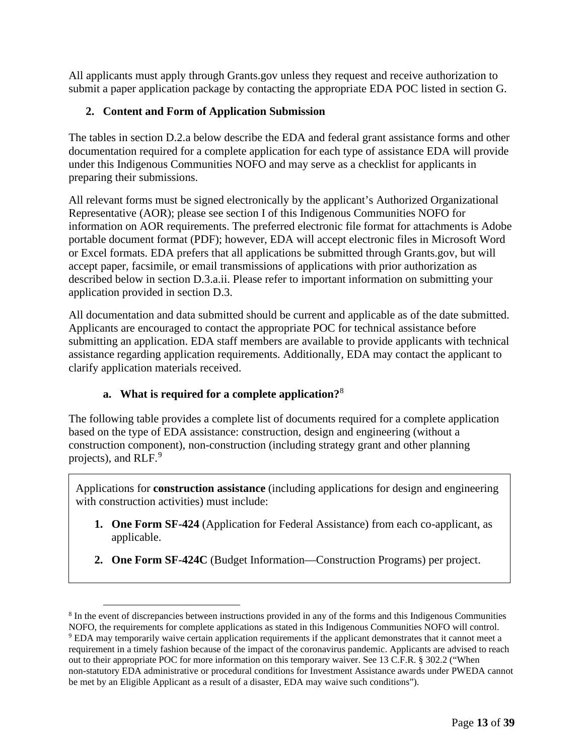All applicants must apply through Grants.gov unless they request and receive authorization to submit a paper application package by contacting the appropriate EDA POC listed in section G.

### 2. Content and Form of Application Submission

The tables in section D.2.a below describe the EDA and federal grant assistance forms and other documentation required for a complete application for each type of assistance EDA will provide under this Indigenous Communities NOFO and may serve as a checklist for applicants in preparing their submissions.

All relevant forms must be signed electronically by the applicant's Authorized Organizational Representative (AOR); please see section I of this Indigenous Communities NOFO for information on AOR requirements. The preferred electronic file format for attachments is Adobe portable document format (PDF); however, EDA will accept electronic files in Microsoft Word or Excel formats. EDA prefers that all applications be submitted through Grants.gov, but will accept paper, facsimile, or email transmissions of applications with prior authorization as described below in section D.3.a.ii. Please refer to important information on submitting your application provided in section D.3.

All documentation and data submitted should be current and applicable as of the date submitted. Applicants are encouraged to contact the appropriate POC for technical assistance before submitting an application. EDA staff members are available to provide applicants with technical assistance regarding application requirements. Additionally, EDA may contact the applicant to clarify application materials received.

#### a. What is required for a complete application?[8]

The following table provides a complete list of documents required for a complete application based on the type of EDA assistance: construction, design and engineering (without a construction component), non-construction (including strategy grant and other planning projects), and RLF.[9]

Applications for **construction assistance** (including applications for design and engineering with construction activities) must include:

1. **One Form SF-424** (Application for Federal Assistance) from each co-applicant, as applicable.
2. **One Form SF-424C** (Budget Information—Construction Programs) per project.

---

[8] In the event of discrepancies between instructions provided in any of the forms and this Indigenous Communities NOFO, the requirements for complete applications as stated in this Indigenous Communities NOFO will control.

[9] EDA may temporarily waive certain application requirements if the applicant demonstrates that it cannot meet a requirement in a timely fashion because of the impact of the coronavirus pandemic. Applicants are advised to reach out to their appropriate POC for more information on this temporary waiver. See 13 C.F.R. § 302.2 ("When non-statutory EDA administrative or procedural conditions for Investment Assistance awards under PWEDA cannot be met by an Eligible Applicant as a result of a disaster, EDA may waive such conditions").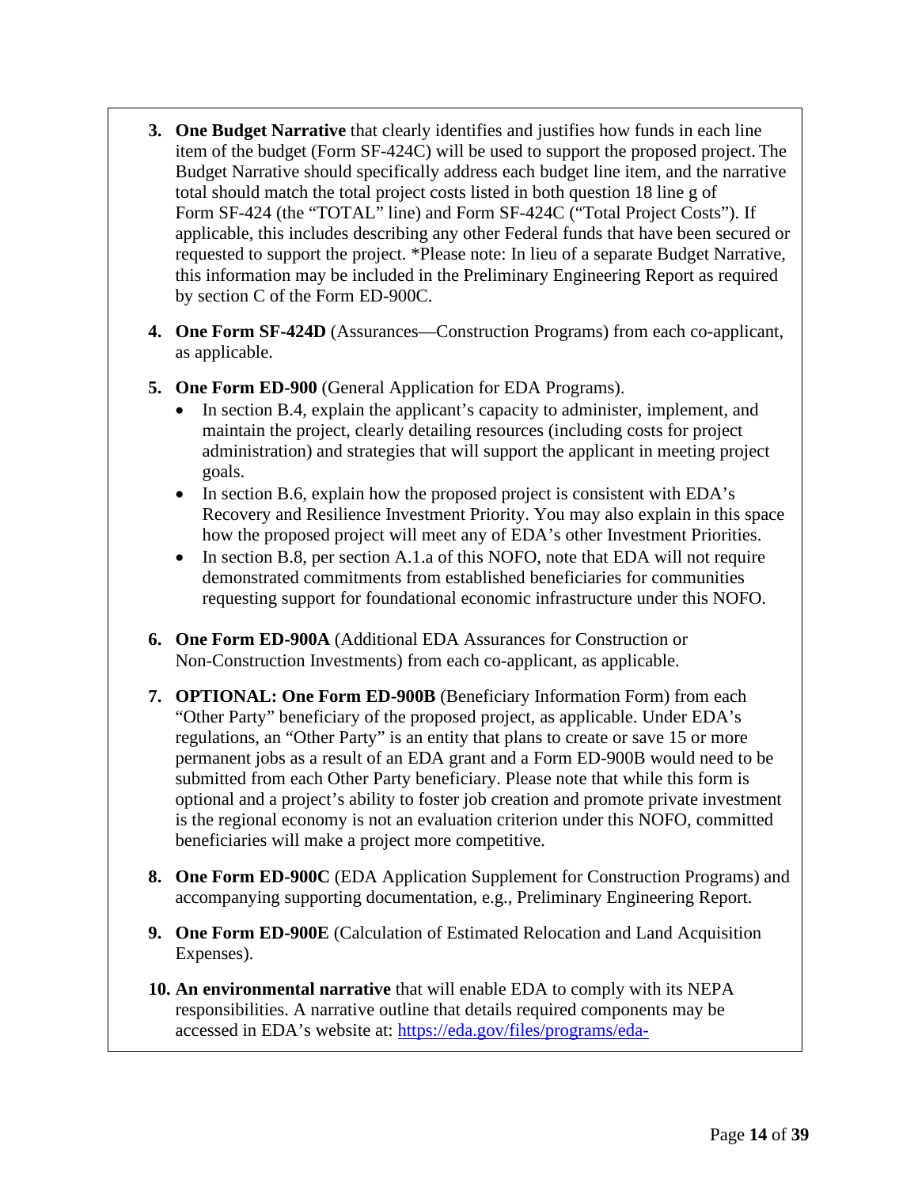3. **One Budget Narrative** that clearly identifies and justifies how funds in each line item of the budget (Form SF-424C) will be used to support the proposed project. The Budget Narrative should specifically address each budget line item, and the narrative total should match the total project costs listed in both question 18 line g of Form SF-424 (the "TOTAL" line) and Form SF-424C ("Total Project Costs"). If applicable, this includes describing any other Federal funds that have been secured or requested to support the project. *Please note: In lieu of a separate Budget Narrative, this information may be included in the Preliminary Engineering Report as required by section C of the Form ED-900C.

4. **One Form SF-424D** (Assurances—Construction Programs) from each co-applicant, as applicable.

5. **One Form ED-900** (General Application for EDA Programs).
   - In section B.4, explain the applicant's capacity to administer, implement, and maintain the project, clearly detailing resources (including costs for project administration) and strategies that will support the applicant in meeting project goals.
   - In section B.6, explain how the proposed project is consistent with EDA's Recovery and Resilience Investment Priority. You may also explain in this space how the proposed project will meet any of EDA's other Investment Priorities.
   - In section B.8, per section A.1.a of this NOFO, note that EDA will not require demonstrated commitments from established beneficiaries for communities requesting support for foundational economic infrastructure under this NOFO.

6. **One Form ED-900A** (Additional EDA Assurances for Construction or Non-Construction Investments) from each co-applicant, as applicable.

7. **OPTIONAL: One Form ED-900B** (Beneficiary Information Form) from each "Other Party" beneficiary of the proposed project, as applicable. Under EDA's regulations, an "Other Party" is an entity that plans to create or save 15 or more permanent jobs as a result of an EDA grant and a Form ED-900B would need to be submitted from each Other Party beneficiary. Please note that while this form is optional and a project's ability to foster job creation and promote private investment is the regional economy is not an evaluation criterion under this NOFO, committed beneficiaries will make a project more competitive.

8. **One Form ED-900C** (EDA Application Supplement for Construction Programs) and accompanying supporting documentation, e.g., Preliminary Engineering Report.

9. **One Form ED-900E** (Calculation of Estimated Relocation and Land Acquisition Expenses).

10. **An environmental narrative** that will enable EDA to comply with its NEPA responsibilities. A narrative outline that details required components may be accessed in EDA's website at: https://eda.gov/files/programs/eda-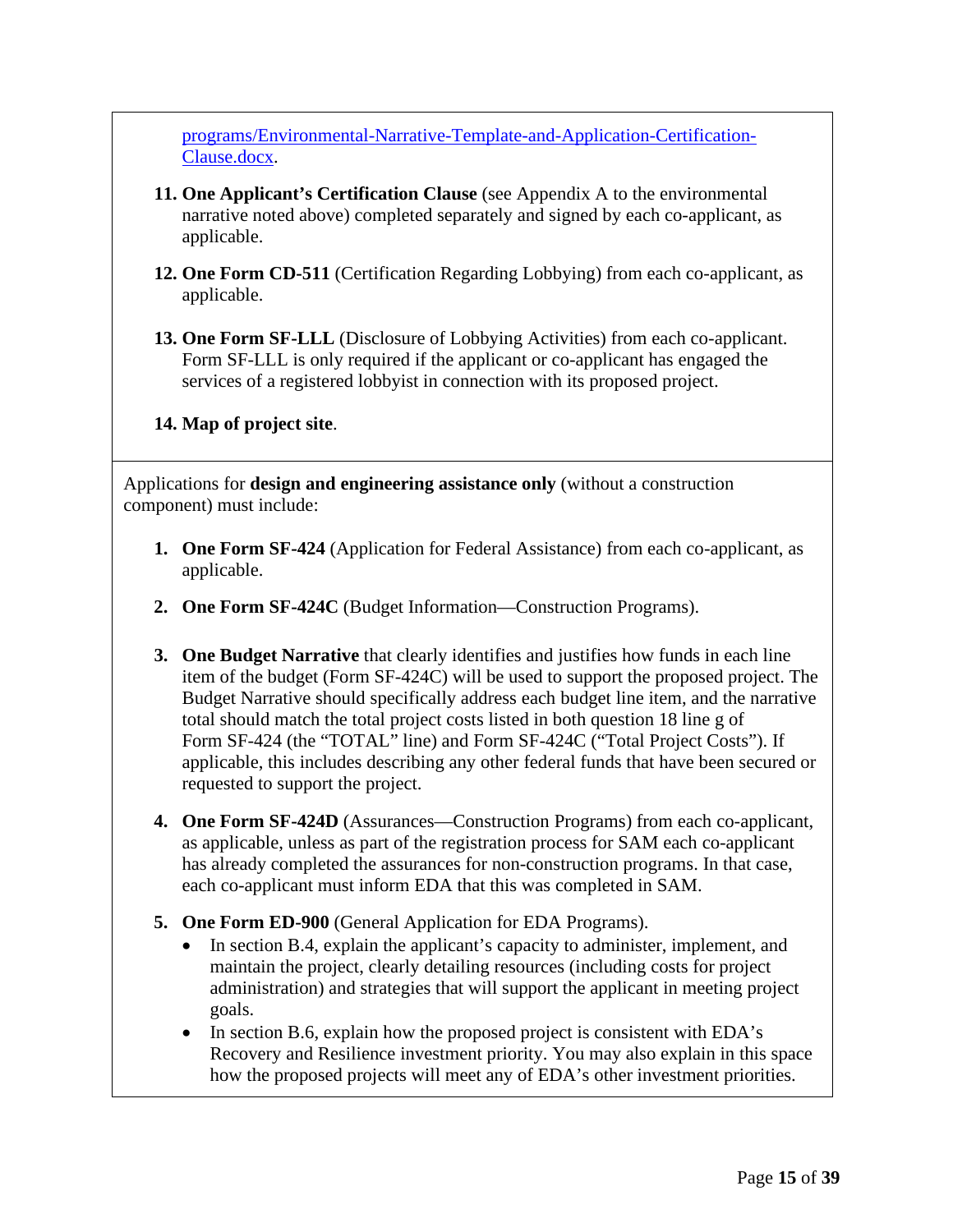[programs/Environmental-Narrative-Template-and-Application-Certification-Clause.docx](programs/Environmental-Narrative-Template-and-Application-Certification-Clause.docx).

11. **One Applicant's Certification Clause** (see Appendix A to the environmental narrative noted above) completed separately and signed by each co-applicant, as applicable.

12. **One Form CD-511** (Certification Regarding Lobbying) from each co-applicant, as applicable.

13. **One Form SF-LLL** (Disclosure of Lobbying Activities) from each co-applicant. Form SF-LLL is only required if the applicant or co-applicant has engaged the services of a registered lobbyist in connection with its proposed project.

14. **Map of project site**.

Applications for **design and engineering assistance only** (without a construction component) must include:

1. **One Form SF-424** (Application for Federal Assistance) from each co-applicant, as applicable.

2. **One Form SF-424C** (Budget Information—Construction Programs).

3. **One Budget Narrative** that clearly identifies and justifies how funds in each line item of the budget (Form SF-424C) will be used to support the proposed project. The Budget Narrative should specifically address each budget line item, and the narrative total should match the total project costs listed in both question 18 line g of Form SF-424 (the "TOTAL" line) and Form SF-424C ("Total Project Costs"). If applicable, this includes describing any other federal funds that have been secured or requested to support the project.

4. **One Form SF-424D** (Assurances—Construction Programs) from each co-applicant, as applicable, unless as part of the registration process for SAM each co-applicant has already completed the assurances for non-construction programs. In that case, each co-applicant must inform EDA that this was completed in SAM.

5. **One Form ED-900** (General Application for EDA Programs).
   - In section B.4, explain the applicant's capacity to administer, implement, and maintain the project, clearly detailing resources (including costs for project administration) and strategies that will support the applicant in meeting project goals.
   - In section B.6, explain how the proposed project is consistent with EDA's Recovery and Resilience investment priority. You may also explain in this space how the proposed projects will meet any of EDA's other investment priorities.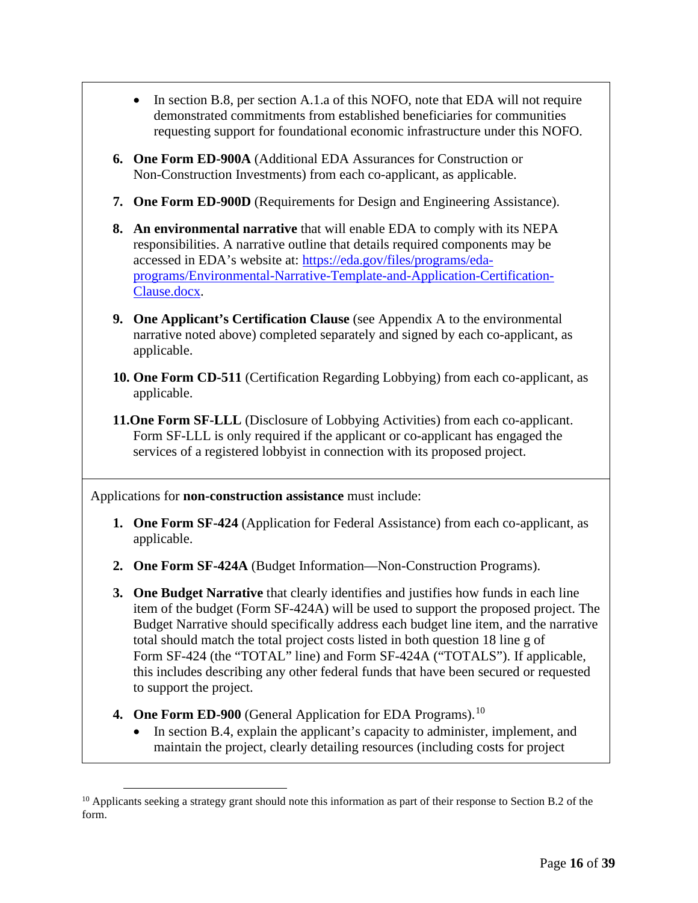- In section B.8, per section A.1.a of this NOFO, note that EDA will not require demonstrated commitments from established beneficiaries for communities requesting support for foundational economic infrastructure under this NOFO.

6. **One Form ED-900A** (Additional EDA Assurances for Construction or Non-Construction Investments) from each co-applicant, as applicable.

7. **One Form ED-900D** (Requirements for Design and Engineering Assistance).

8. **An environmental narrative** that will enable EDA to comply with its NEPA responsibilities. A narrative outline that details required components may be accessed in EDA's website at: [https://eda.gov/files/programs/eda-programs/Environmental-Narrative-Template-and-Application-Certification-Clause.docx](https://eda.gov/files/programs/eda-programs/Environmental-Narrative-Template-and-Application-Certification-Clause.docx).

9. **One Applicant's Certification Clause** (see Appendix A to the environmental narrative noted above) completed separately and signed by each co-applicant, as applicable.

10. **One Form CD-511** (Certification Regarding Lobbying) from each co-applicant, as applicable.

11. **One Form SF-LLL** (Disclosure of Lobbying Activities) from each co-applicant. Form SF-LLL is only required if the applicant or co-applicant has engaged the services of a registered lobbyist in connection with its proposed project.

Applications for **non-construction assistance** must include:

1. **One Form SF-424** (Application for Federal Assistance) from each co-applicant, as applicable.

2. **One Form SF-424A** (Budget Information—Non-Construction Programs).

3. **One Budget Narrative** that clearly identifies and justifies how funds in each line item of the budget (Form SF-424A) will be used to support the proposed project. The Budget Narrative should specifically address each budget line item, and the narrative total should match the total project costs listed in both question 18 line g of Form SF-424 (the "TOTAL" line) and Form SF-424A ("TOTALS"). If applicable, this includes describing any other federal funds that have been secured or requested to support the project.

4. **One Form ED-900** (General Application for EDA Programs).[10]
   - In section B.4, explain the applicant's capacity to administer, implement, and maintain the project, clearly detailing resources (including costs for project

[10] Applicants seeking a strategy grant should note this information as part of their response to Section B.2 of the form.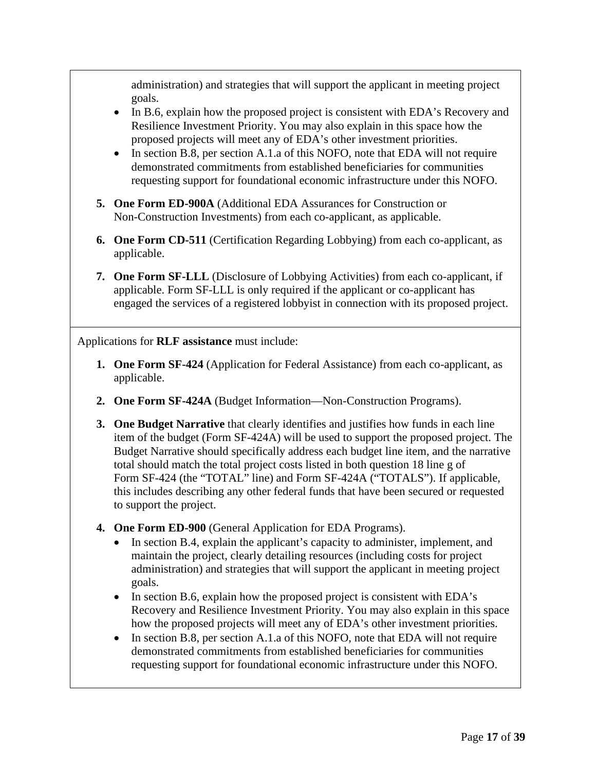administration) and strategies that will support the applicant in meeting project goals.

- In B.6, explain how the proposed project is consistent with EDA's Recovery and Resilience Investment Priority. You may also explain in this space how the proposed projects will meet any of EDA's other investment priorities.
- In section B.8, per section A.1.a of this NOFO, note that EDA will not require demonstrated commitments from established beneficiaries for communities requesting support for foundational economic infrastructure under this NOFO.

5. **One Form ED-900A** (Additional EDA Assurances for Construction or Non-Construction Investments) from each co-applicant, as applicable.

6. **One Form CD-511** (Certification Regarding Lobbying) from each co-applicant, as applicable.

7. **One Form SF-LLL** (Disclosure of Lobbying Activities) from each co-applicant, if applicable. Form SF-LLL is only required if the applicant or co-applicant has engaged the services of a registered lobbyist in connection with its proposed project.

Applications for **RLF assistance** must include:

1. **One Form SF-424** (Application for Federal Assistance) from each co-applicant, as applicable.

2. **One Form SF-424A** (Budget Information—Non-Construction Programs).

3. **One Budget Narrative** that clearly identifies and justifies how funds in each line item of the budget (Form SF-424A) will be used to support the proposed project. The Budget Narrative should specifically address each budget line item, and the narrative total should match the total project costs listed in both question 18 line g of Form SF-424 (the "TOTAL" line) and Form SF-424A ("TOTALS"). If applicable, this includes describing any other federal funds that have been secured or requested to support the project.

4. **One Form ED-900** (General Application for EDA Programs).
   - In section B.4, explain the applicant's capacity to administer, implement, and maintain the project, clearly detailing resources (including costs for project administration) and strategies that will support the applicant in meeting project goals.
   - In section B.6, explain how the proposed project is consistent with EDA's Recovery and Resilience Investment Priority. You may also explain in this space how the proposed projects will meet any of EDA's other investment priorities.
   - In section B.8, per section A.1.a of this NOFO, note that EDA will not require demonstrated commitments from established beneficiaries for communities requesting support for foundational economic infrastructure under this NOFO.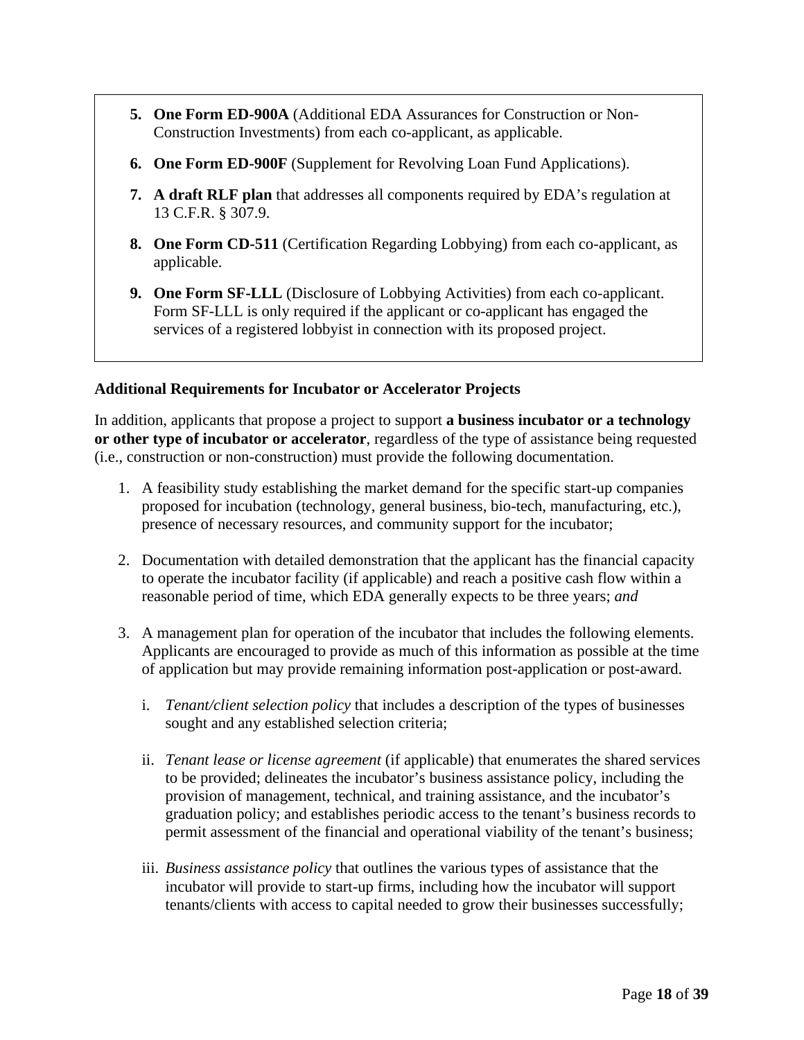5. **One Form ED-900A** (Additional EDA Assurances for Construction or Non-Construction Investments) from each co-applicant, as applicable.

6. **One Form ED-900F** (Supplement for Revolving Loan Fund Applications).

7. **A draft RLF plan** that addresses all components required by EDA's regulation at 13 C.F.R. § 307.9.

8. **One Form CD-511** (Certification Regarding Lobbying) from each co-applicant, as applicable.

9. **One Form SF-LLL** (Disclosure of Lobbying Activities) from each co-applicant. Form SF-LLL is only required if the applicant or co-applicant has engaged the services of a registered lobbyist in connection with its proposed project.

**Additional Requirements for Incubator or Accelerator Projects**

In addition, applicants that propose a project to support **a business incubator or a technology or other type of incubator or accelerator**, regardless of the type of assistance being requested (i.e., construction or non-construction) must provide the following documentation.

1. A feasibility study establishing the market demand for the specific start-up companies proposed for incubation (technology, general business, bio-tech, manufacturing, etc.), presence of necessary resources, and community support for the incubator;

2. Documentation with detailed demonstration that the applicant has the financial capacity to operate the incubator facility (if applicable) and reach a positive cash flow within a reasonable period of time, which EDA generally expects to be three years; *and*

3. A management plan for operation of the incubator that includes the following elements. Applicants are encouraged to provide as much of this information as possible at the time of application but may provide remaining information post-application or post-award.

   i. *Tenant/client selection policy* that includes a description of the types of businesses sought and any established selection criteria;

   ii. *Tenant lease or license agreement* (if applicable) that enumerates the shared services to be provided; delineates the incubator's business assistance policy, including the provision of management, technical, and training assistance, and the incubator's graduation policy; and establishes periodic access to the tenant's business records to permit assessment of the financial and operational viability of the tenant's business;

   iii. *Business assistance policy* that outlines the various types of assistance that the incubator will provide to start-up firms, including how the incubator will support tenants/clients with access to capital needed to grow their businesses successfully;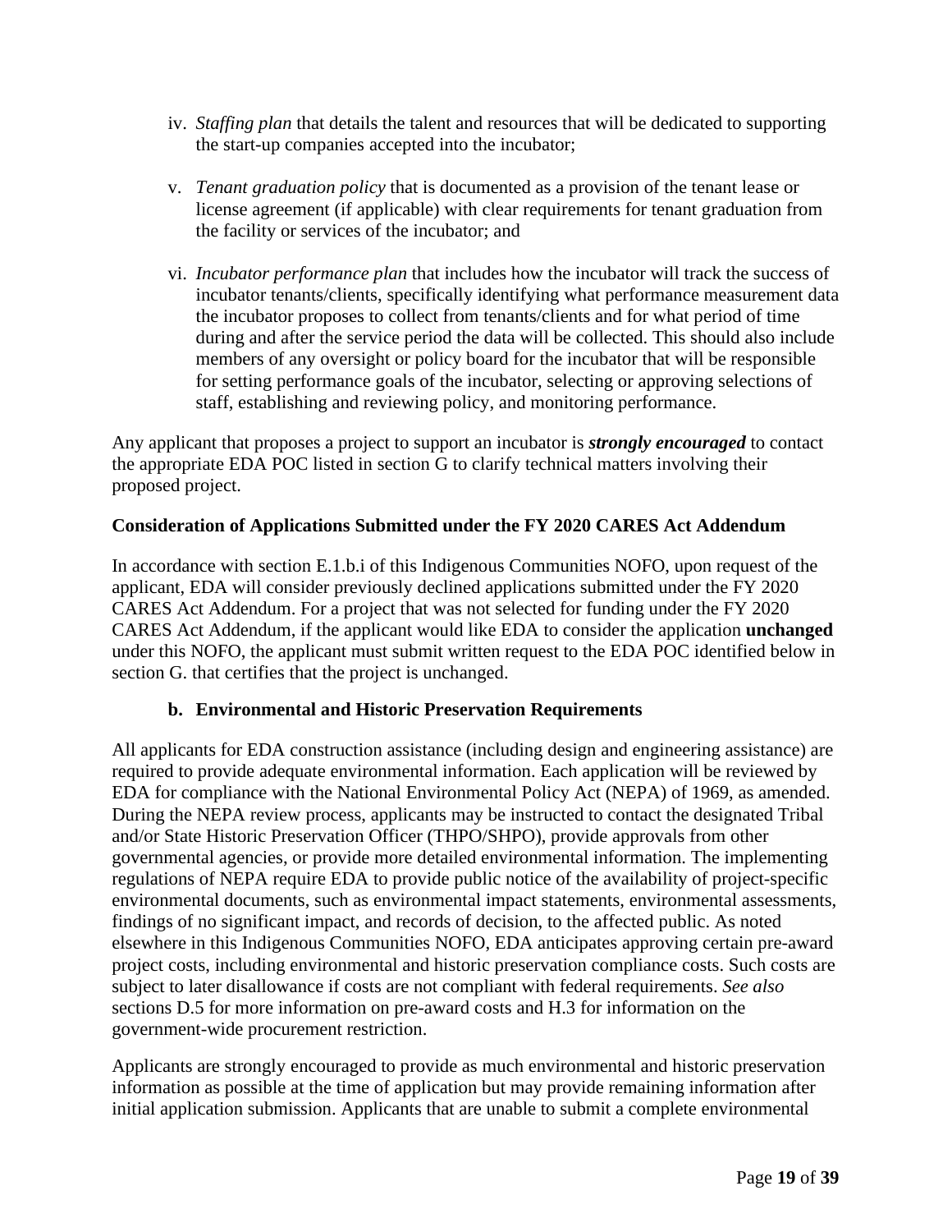iv. *Staffing plan* that details the talent and resources that will be dedicated to supporting the start-up companies accepted into the incubator;

v. *Tenant graduation policy* that is documented as a provision of the tenant lease or license agreement (if applicable) with clear requirements for tenant graduation from the facility or services of the incubator; and

vi. *Incubator performance plan* that includes how the incubator will track the success of incubator tenants/clients, specifically identifying what performance measurement data the incubator proposes to collect from tenants/clients and for what period of time during and after the service period the data will be collected. This should also include members of any oversight or policy board for the incubator that will be responsible for setting performance goals of the incubator, selecting or approving selections of staff, establishing and reviewing policy, and monitoring performance.

Any applicant that proposes a project to support an incubator is ***strongly encouraged*** to contact the appropriate EDA POC listed in section G to clarify technical matters involving their proposed project.

**Consideration of Applications Submitted under the FY 2020 CARES Act Addendum**

In accordance with section E.1.b.i of this Indigenous Communities NOFO, upon request of the applicant, EDA will consider previously declined applications submitted under the FY 2020 CARES Act Addendum. For a project that was not selected for funding under the FY 2020 CARES Act Addendum, if the applicant would like EDA to consider the application **unchanged** under this NOFO, the applicant must submit written request to the EDA POC identified below in section G. that certifies that the project is unchanged.

### b. Environmental and Historic Preservation Requirements

All applicants for EDA construction assistance (including design and engineering assistance) are required to provide adequate environmental information. Each application will be reviewed by EDA for compliance with the National Environmental Policy Act (NEPA) of 1969, as amended. During the NEPA review process, applicants may be instructed to contact the designated Tribal and/or State Historic Preservation Officer (THPO/SHPO), provide approvals from other governmental agencies, or provide more detailed environmental information. The implementing regulations of NEPA require EDA to provide public notice of the availability of project-specific environmental documents, such as environmental impact statements, environmental assessments, findings of no significant impact, and records of decision, to the affected public. As noted elsewhere in this Indigenous Communities NOFO, EDA anticipates approving certain pre-award project costs, including environmental and historic preservation compliance costs. Such costs are subject to later disallowance if costs are not compliant with federal requirements. *See also* sections D.5 for more information on pre-award costs and H.3 for information on the government-wide procurement restriction.

Applicants are strongly encouraged to provide as much environmental and historic preservation information as possible at the time of application but may provide remaining information after initial application submission. Applicants that are unable to submit a complete environmental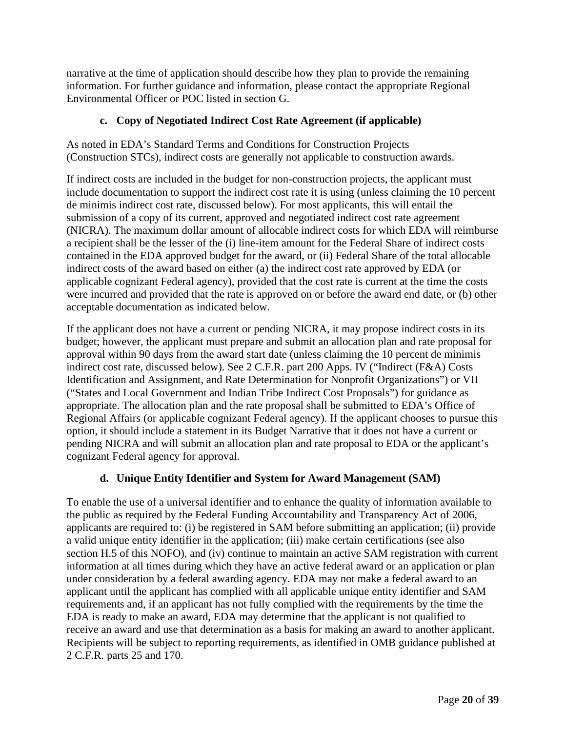narrative at the time of application should describe how they plan to provide the remaining information. For further guidance and information, please contact the appropriate Regional Environmental Officer or POC listed in section G.

### c. Copy of Negotiated Indirect Cost Rate Agreement (if applicable)

As noted in EDA's Standard Terms and Conditions for Construction Projects (Construction STCs), indirect costs are generally not applicable to construction awards.

If indirect costs are included in the budget for non-construction projects, the applicant must include documentation to support the indirect cost rate it is using (unless claiming the 10 percent de minimis indirect cost rate, discussed below). For most applicants, this will entail the submission of a copy of its current, approved and negotiated indirect cost rate agreement (NICRA). The maximum dollar amount of allocable indirect costs for which EDA will reimburse a recipient shall be the lesser of the (i) line-item amount for the Federal Share of indirect costs contained in the EDA approved budget for the award, or (ii) Federal Share of the total allocable indirect costs of the award based on either (a) the indirect cost rate approved by EDA (or applicable cognizant Federal agency), provided that the cost rate is current at the time the costs were incurred and provided that the rate is approved on or before the award end date, or (b) other acceptable documentation as indicated below.

If the applicant does not have a current or pending NICRA, it may propose indirect costs in its budget; however, the applicant must prepare and submit an allocation plan and rate proposal for approval within 90 days from the award start date (unless claiming the 10 percent de minimis indirect cost rate, discussed below). See 2 C.F.R. part 200 Apps. IV ("Indirect (F&A) Costs Identification and Assignment, and Rate Determination for Nonprofit Organizations") or VII ("States and Local Government and Indian Tribe Indirect Cost Proposals") for guidance as appropriate. The allocation plan and the rate proposal shall be submitted to EDA's Office of Regional Affairs (or applicable cognizant Federal agency). If the applicant chooses to pursue this option, it should include a statement in its Budget Narrative that it does not have a current or pending NICRA and will submit an allocation plan and rate proposal to EDA or the applicant's cognizant Federal agency for approval.

### d. Unique Entity Identifier and System for Award Management (SAM)

To enable the use of a universal identifier and to enhance the quality of information available to the public as required by the Federal Funding Accountability and Transparency Act of 2006, applicants are required to: (i) be registered in SAM before submitting an application; (ii) provide a valid unique entity identifier in the application; (iii) make certain certifications (see also section H.5 of this NOFO), and (iv) continue to maintain an active SAM registration with current information at all times during which they have an active federal award or an application or plan under consideration by a federal awarding agency. EDA may not make a federal award to an applicant until the applicant has complied with all applicable unique entity identifier and SAM requirements and, if an applicant has not fully complied with the requirements by the time the EDA is ready to make an award, EDA may determine that the applicant is not qualified to receive an award and use that determination as a basis for making an award to another applicant. Recipients will be subject to reporting requirements, as identified in OMB guidance published at 2 C.F.R. parts 25 and 170.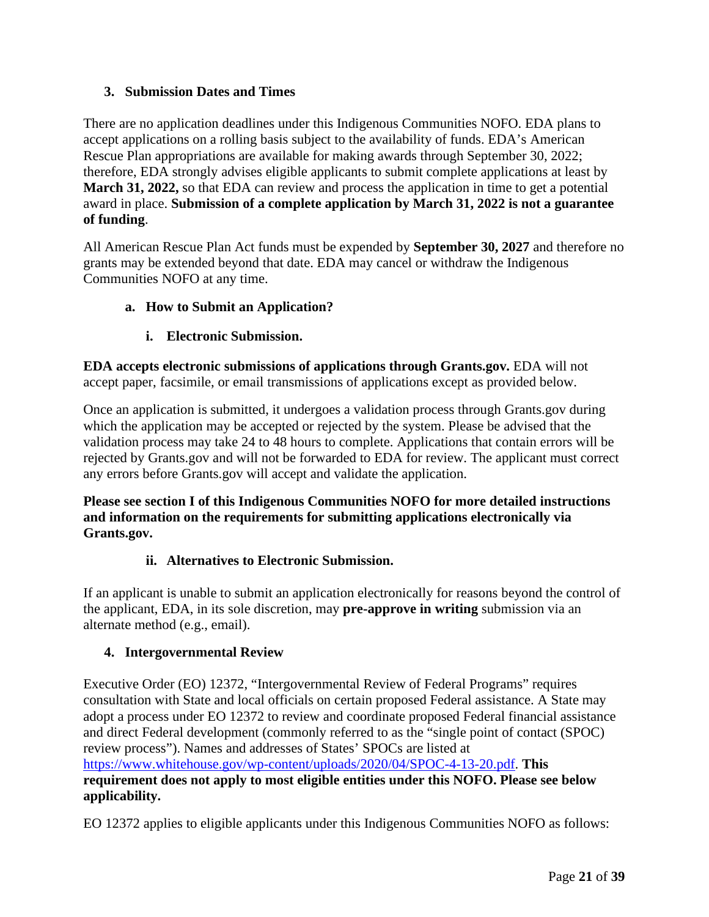### 3. Submission Dates and Times

There are no application deadlines under this Indigenous Communities NOFO. EDA plans to accept applications on a rolling basis subject to the availability of funds. EDA's American Rescue Plan appropriations are available for making awards through September 30, 2022; therefore, EDA strongly advises eligible applicants to submit complete applications at least by **March 31, 2022,** so that EDA can review and process the application in time to get a potential award in place. **Submission of a complete application by March 31, 2022 is not a guarantee of funding**.

All American Rescue Plan Act funds must be expended by **September 30, 2027** and therefore no grants may be extended beyond that date. EDA may cancel or withdraw the Indigenous Communities NOFO at any time.

#### a. How to Submit an Application?

##### i. Electronic Submission.

**EDA accepts electronic submissions of applications through Grants.gov.** EDA will not accept paper, facsimile, or email transmissions of applications except as provided below.

Once an application is submitted, it undergoes a validation process through Grants.gov during which the application may be accepted or rejected by the system. Please be advised that the validation process may take 24 to 48 hours to complete. Applications that contain errors will be rejected by Grants.gov and will not be forwarded to EDA for review. The applicant must correct any errors before Grants.gov will accept and validate the application.

**Please see section I of this Indigenous Communities NOFO for more detailed instructions and information on the requirements for submitting applications electronically via Grants.gov.**

##### ii. Alternatives to Electronic Submission.

If an applicant is unable to submit an application electronically for reasons beyond the control of the applicant, EDA, in its sole discretion, may **pre-approve in writing** submission via an alternate method (e.g., email).

### 4. Intergovernmental Review

Executive Order (EO) 12372, "Intergovernmental Review of Federal Programs" requires consultation with State and local officials on certain proposed Federal assistance. A State may adopt a process under EO 12372 to review and coordinate proposed Federal financial assistance and direct Federal development (commonly referred to as the "single point of contact (SPOC) review process"). Names and addresses of States' SPOCs are listed at https://www.whitehouse.gov/wp-content/uploads/2020/04/SPOC-4-13-20.pdf. **This requirement does not apply to most eligible entities under this NOFO. Please see below applicability.**

EO 12372 applies to eligible applicants under this Indigenous Communities NOFO as follows: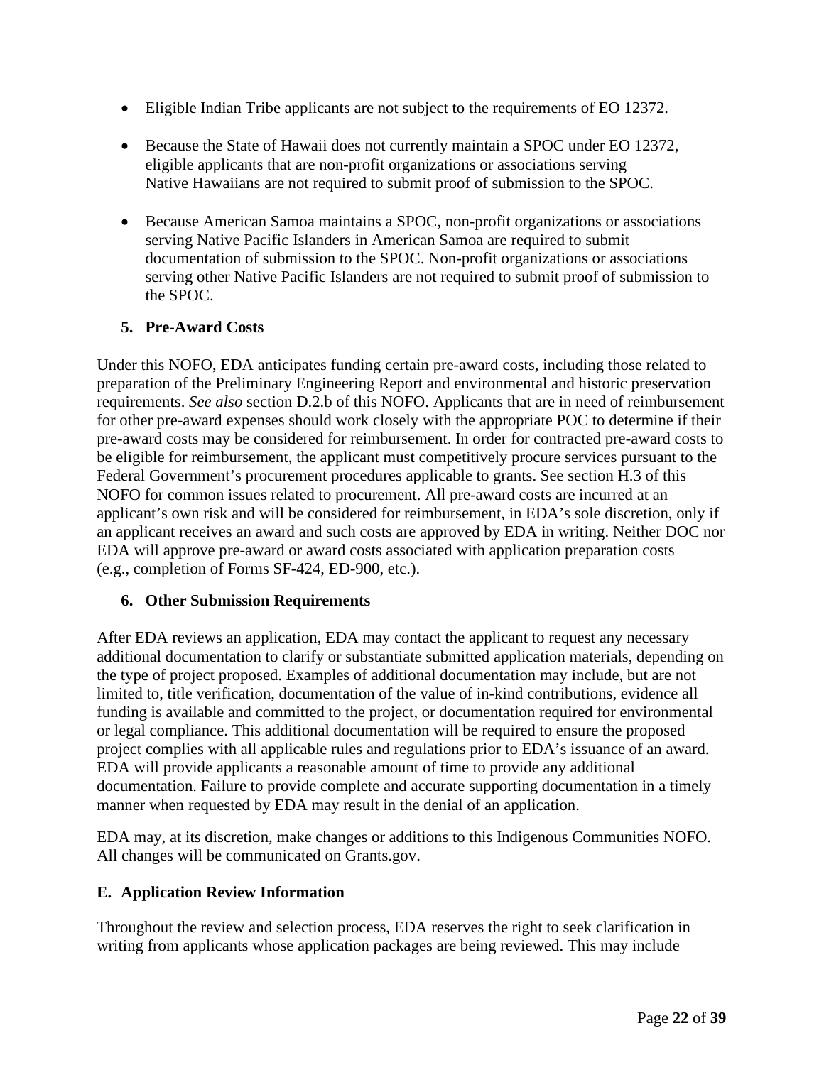- Eligible Indian Tribe applicants are not subject to the requirements of EO 12372.

- Because the State of Hawaii does not currently maintain a SPOC under EO 12372, eligible applicants that are non-profit organizations or associations serving Native Hawaiians are not required to submit proof of submission to the SPOC.

- Because American Samoa maintains a SPOC, non-profit organizations or associations serving Native Pacific Islanders in American Samoa are required to submit documentation of submission to the SPOC. Non-profit organizations or associations serving other Native Pacific Islanders are not required to submit proof of submission to the SPOC.

### 5. Pre-Award Costs

Under this NOFO, EDA anticipates funding certain pre-award costs, including those related to preparation of the Preliminary Engineering Report and environmental and historic preservation requirements. *See also* section D.2.b of this NOFO. Applicants that are in need of reimbursement for other pre-award expenses should work closely with the appropriate POC to determine if their pre-award costs may be considered for reimbursement. In order for contracted pre-award costs to be eligible for reimbursement, the applicant must competitively procure services pursuant to the Federal Government's procurement procedures applicable to grants. See section H.3 of this NOFO for common issues related to procurement. All pre-award costs are incurred at an applicant's own risk and will be considered for reimbursement, in EDA's sole discretion, only if an applicant receives an award and such costs are approved by EDA in writing. Neither DOC nor EDA will approve pre-award or award costs associated with application preparation costs (e.g., completion of Forms SF-424, ED-900, etc.).

### 6. Other Submission Requirements

After EDA reviews an application, EDA may contact the applicant to request any necessary additional documentation to clarify or substantiate submitted application materials, depending on the type of project proposed. Examples of additional documentation may include, but are not limited to, title verification, documentation of the value of in-kind contributions, evidence all funding is available and committed to the project, or documentation required for environmental or legal compliance. This additional documentation will be required to ensure the proposed project complies with all applicable rules and regulations prior to EDA's issuance of an award. EDA will provide applicants a reasonable amount of time to provide any additional documentation. Failure to provide complete and accurate supporting documentation in a timely manner when requested by EDA may result in the denial of an application.

EDA may, at its discretion, make changes or additions to this Indigenous Communities NOFO. All changes will be communicated on Grants.gov.

## E. Application Review Information

Throughout the review and selection process, EDA reserves the right to seek clarification in writing from applicants whose application packages are being reviewed. This may include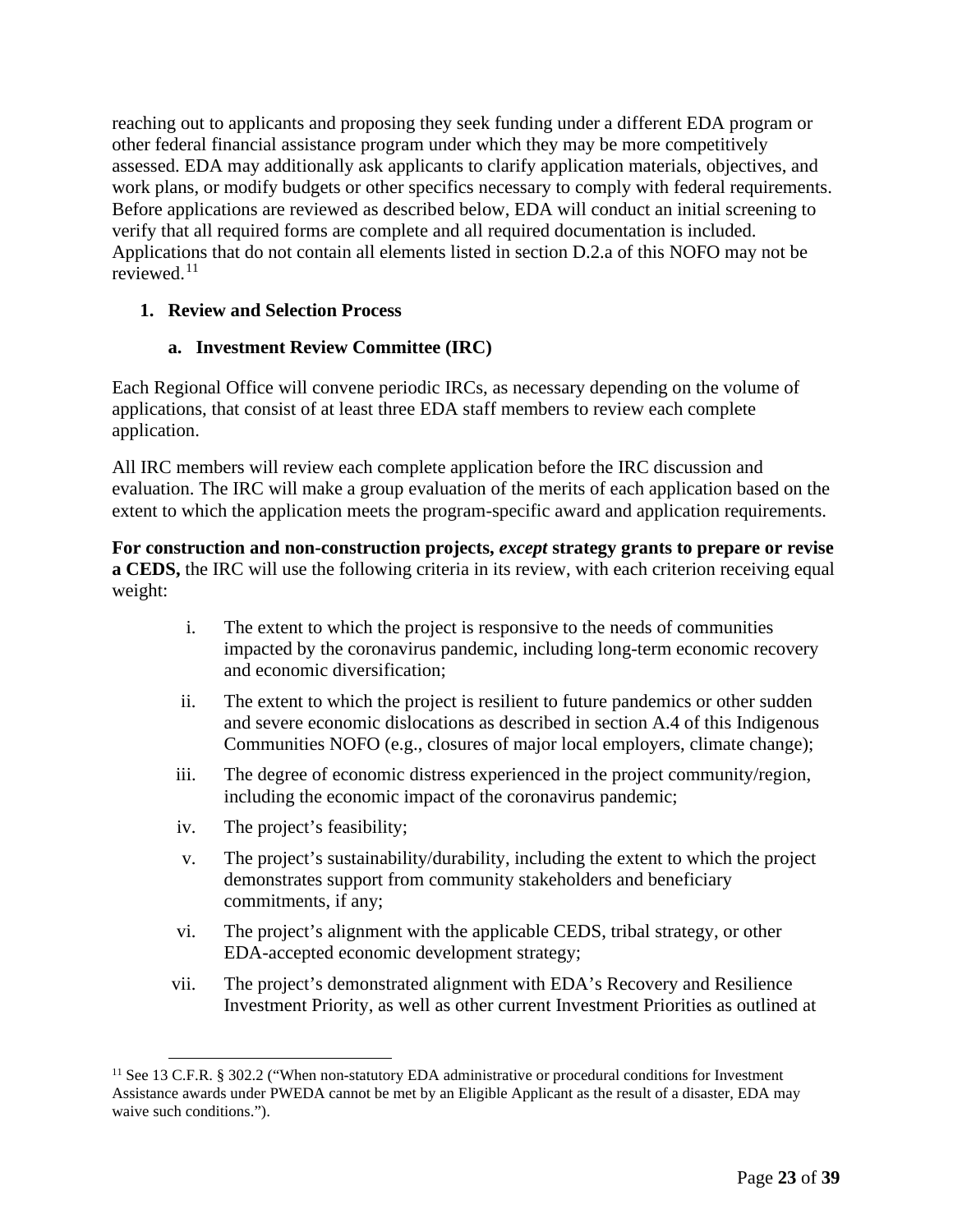reaching out to applicants and proposing they seek funding under a different EDA program or other federal financial assistance program under which they may be more competitively assessed. EDA may additionally ask applicants to clarify application materials, objectives, and work plans, or modify budgets or other specifics necessary to comply with federal requirements. Before applications are reviewed as described below, EDA will conduct an initial screening to verify that all required forms are complete and all required documentation is included. Applications that do not contain all elements listed in section D.2.a of this NOFO may not be reviewed.[11]

### 1. Review and Selection Process

#### a. Investment Review Committee (IRC)

Each Regional Office will convene periodic IRCs, as necessary depending on the volume of applications, that consist of at least three EDA staff members to review each complete application.

All IRC members will review each complete application before the IRC discussion and evaluation. The IRC will make a group evaluation of the merits of each application based on the extent to which the application meets the program-specific award and application requirements.

**For construction and non-construction projects, *except* strategy grants to prepare or revise a CEDS,** the IRC will use the following criteria in its review, with each criterion receiving equal weight:

i. The extent to which the project is responsive to the needs of communities impacted by the coronavirus pandemic, including long-term economic recovery and economic diversification;

ii. The extent to which the project is resilient to future pandemics or other sudden and severe economic dislocations as described in section A.4 of this Indigenous Communities NOFO (e.g., closures of major local employers, climate change);

iii. The degree of economic distress experienced in the project community/region, including the economic impact of the coronavirus pandemic;

iv. The project's feasibility;

v. The project's sustainability/durability, including the extent to which the project demonstrates support from community stakeholders and beneficiary commitments, if any;

vi. The project's alignment with the applicable CEDS, tribal strategy, or other EDA-accepted economic development strategy;

vii. The project's demonstrated alignment with EDA's Recovery and Resilience Investment Priority, as well as other current Investment Priorities as outlined at

---

[11] See 13 C.F.R. § 302.2 ("When non-statutory EDA administrative or procedural conditions for Investment Assistance awards under PWEDA cannot be met by an Eligible Applicant as the result of a disaster, EDA may waive such conditions.").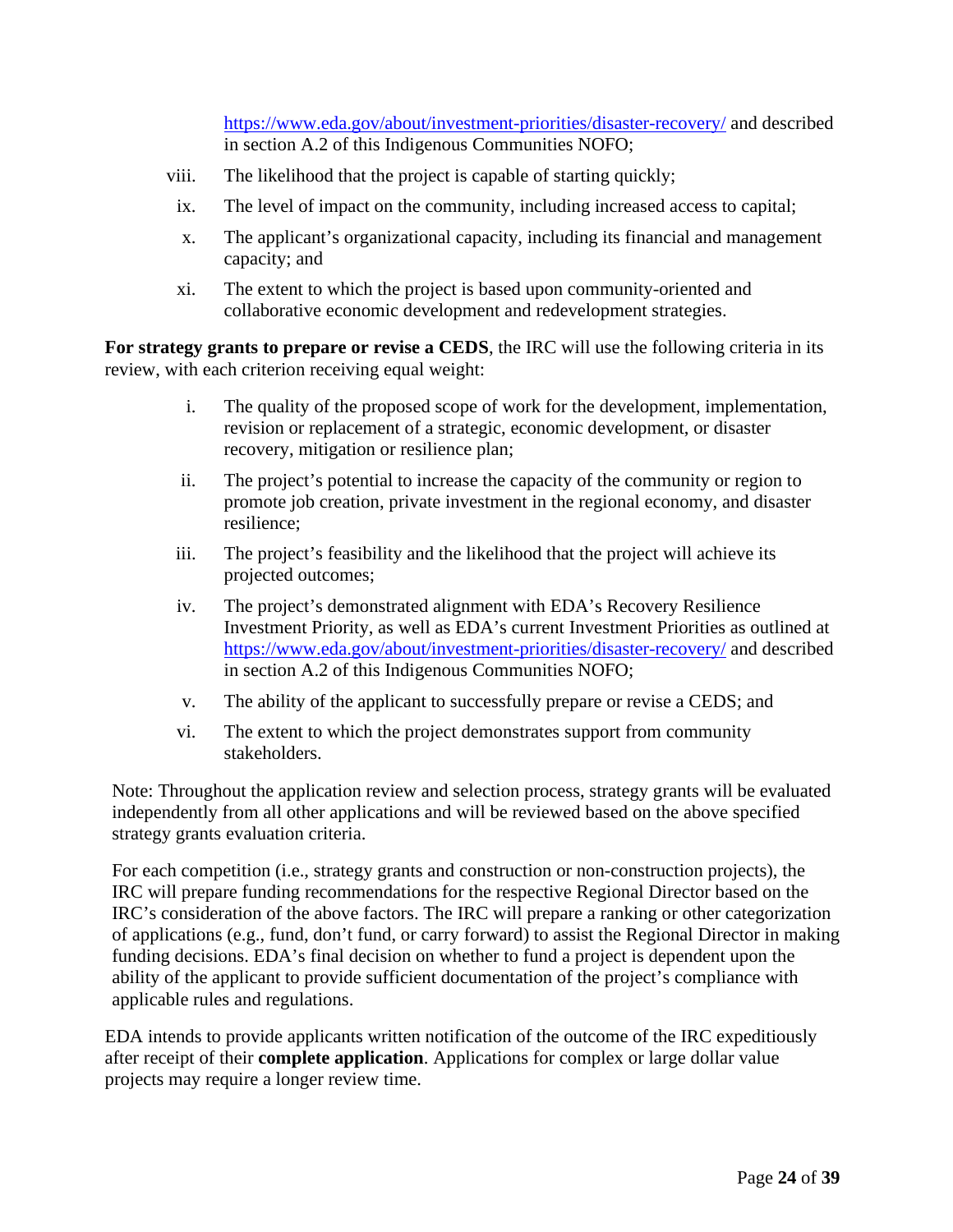https://www.eda.gov/about/investment-priorities/disaster-recovery/ and described in section A.2 of this Indigenous Communities NOFO;

viii. The likelihood that the project is capable of starting quickly;

ix. The level of impact on the community, including increased access to capital;

x. The applicant's organizational capacity, including its financial and management capacity; and

xi. The extent to which the project is based upon community-oriented and collaborative economic development and redevelopment strategies.

**For strategy grants to prepare or revise a CEDS**, the IRC will use the following criteria in its review, with each criterion receiving equal weight:

i. The quality of the proposed scope of work for the development, implementation, revision or replacement of a strategic, economic development, or disaster recovery, mitigation or resilience plan;

ii. The project's potential to increase the capacity of the community or region to promote job creation, private investment in the regional economy, and disaster resilience;

iii. The project's feasibility and the likelihood that the project will achieve its projected outcomes;

iv. The project's demonstrated alignment with EDA's Recovery Resilience Investment Priority, as well as EDA's current Investment Priorities as outlined at https://www.eda.gov/about/investment-priorities/disaster-recovery/ and described in section A.2 of this Indigenous Communities NOFO;

v. The ability of the applicant to successfully prepare or revise a CEDS; and

vi. The extent to which the project demonstrates support from community stakeholders.

Note: Throughout the application review and selection process, strategy grants will be evaluated independently from all other applications and will be reviewed based on the above specified strategy grants evaluation criteria.

For each competition (i.e., strategy grants and construction or non-construction projects), the IRC will prepare funding recommendations for the respective Regional Director based on the IRC's consideration of the above factors. The IRC will prepare a ranking or other categorization of applications (e.g., fund, don't fund, or carry forward) to assist the Regional Director in making funding decisions. EDA's final decision on whether to fund a project is dependent upon the ability of the applicant to provide sufficient documentation of the project's compliance with applicable rules and regulations.

EDA intends to provide applicants written notification of the outcome of the IRC expeditiously after receipt of their **complete application**. Applications for complex or large dollar value projects may require a longer review time.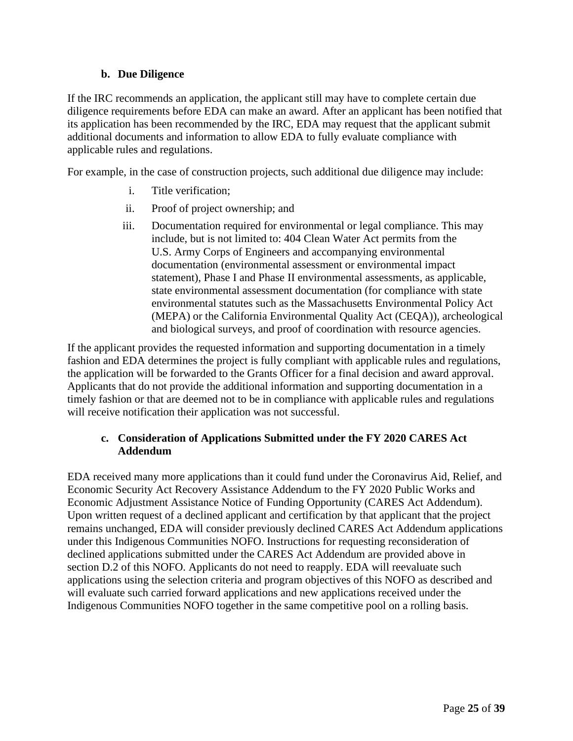### b. Due Diligence

If the IRC recommends an application, the applicant still may have to complete certain due diligence requirements before EDA can make an award. After an applicant has been notified that its application has been recommended by the IRC, EDA may request that the applicant submit additional documents and information to allow EDA to fully evaluate compliance with applicable rules and regulations.

For example, in the case of construction projects, such additional due diligence may include:

i. Title verification;

ii. Proof of project ownership; and

iii. Documentation required for environmental or legal compliance. This may include, but is not limited to: 404 Clean Water Act permits from the U.S. Army Corps of Engineers and accompanying environmental documentation (environmental assessment or environmental impact statement), Phase I and Phase II environmental assessments, as applicable, state environmental assessment documentation (for compliance with state environmental statutes such as the Massachusetts Environmental Policy Act (MEPA) or the California Environmental Quality Act (CEQA)), archeological and biological surveys, and proof of coordination with resource agencies.

If the applicant provides the requested information and supporting documentation in a timely fashion and EDA determines the project is fully compliant with applicable rules and regulations, the application will be forwarded to the Grants Officer for a final decision and award approval. Applicants that do not provide the additional information and supporting documentation in a timely fashion or that are deemed not to be in compliance with applicable rules and regulations will receive notification their application was not successful.

### c. Consideration of Applications Submitted under the FY 2020 CARES Act Addendum

EDA received many more applications than it could fund under the Coronavirus Aid, Relief, and Economic Security Act Recovery Assistance Addendum to the FY 2020 Public Works and Economic Adjustment Assistance Notice of Funding Opportunity (CARES Act Addendum). Upon written request of a declined applicant and certification by that applicant that the project remains unchanged, EDA will consider previously declined CARES Act Addendum applications under this Indigenous Communities NOFO. Instructions for requesting reconsideration of declined applications submitted under the CARES Act Addendum are provided above in section D.2 of this NOFO. Applicants do not need to reapply. EDA will reevaluate such applications using the selection criteria and program objectives of this NOFO as described and will evaluate such carried forward applications and new applications received under the Indigenous Communities NOFO together in the same competitive pool on a rolling basis.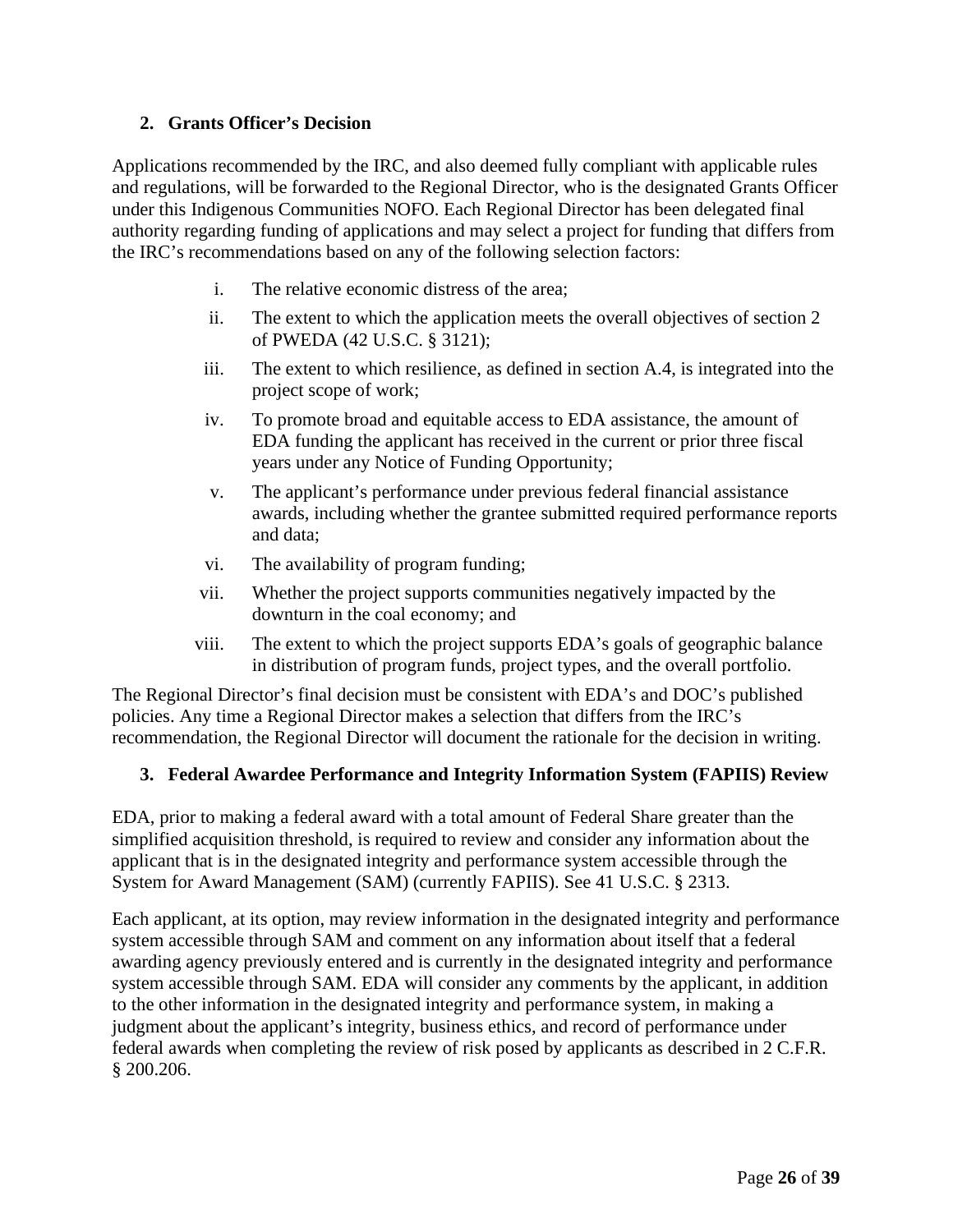### 2. Grants Officer's Decision

Applications recommended by the IRC, and also deemed fully compliant with applicable rules and regulations, will be forwarded to the Regional Director, who is the designated Grants Officer under this Indigenous Communities NOFO. Each Regional Director has been delegated final authority regarding funding of applications and may select a project for funding that differs from the IRC's recommendations based on any of the following selection factors:

i. The relative economic distress of the area;

ii. The extent to which the application meets the overall objectives of section 2 of PWEDA (42 U.S.C. § 3121);

iii. The extent to which resilience, as defined in section A.4, is integrated into the project scope of work;

iv. To promote broad and equitable access to EDA assistance, the amount of EDA funding the applicant has received in the current or prior three fiscal years under any Notice of Funding Opportunity;

v. The applicant's performance under previous federal financial assistance awards, including whether the grantee submitted required performance reports and data;

vi. The availability of program funding;

vii. Whether the project supports communities negatively impacted by the downturn in the coal economy; and

viii. The extent to which the project supports EDA's goals of geographic balance in distribution of program funds, project types, and the overall portfolio.

The Regional Director's final decision must be consistent with EDA's and DOC's published policies. Any time a Regional Director makes a selection that differs from the IRC's recommendation, the Regional Director will document the rationale for the decision in writing.

### 3. Federal Awardee Performance and Integrity Information System (FAPIIS) Review

EDA, prior to making a federal award with a total amount of Federal Share greater than the simplified acquisition threshold, is required to review and consider any information about the applicant that is in the designated integrity and performance system accessible through the System for Award Management (SAM) (currently FAPIIS). See 41 U.S.C. § 2313.

Each applicant, at its option, may review information in the designated integrity and performance system accessible through SAM and comment on any information about itself that a federal awarding agency previously entered and is currently in the designated integrity and performance system accessible through SAM. EDA will consider any comments by the applicant, in addition to the other information in the designated integrity and performance system, in making a judgment about the applicant's integrity, business ethics, and record of performance under federal awards when completing the review of risk posed by applicants as described in 2 C.F.R. § 200.206.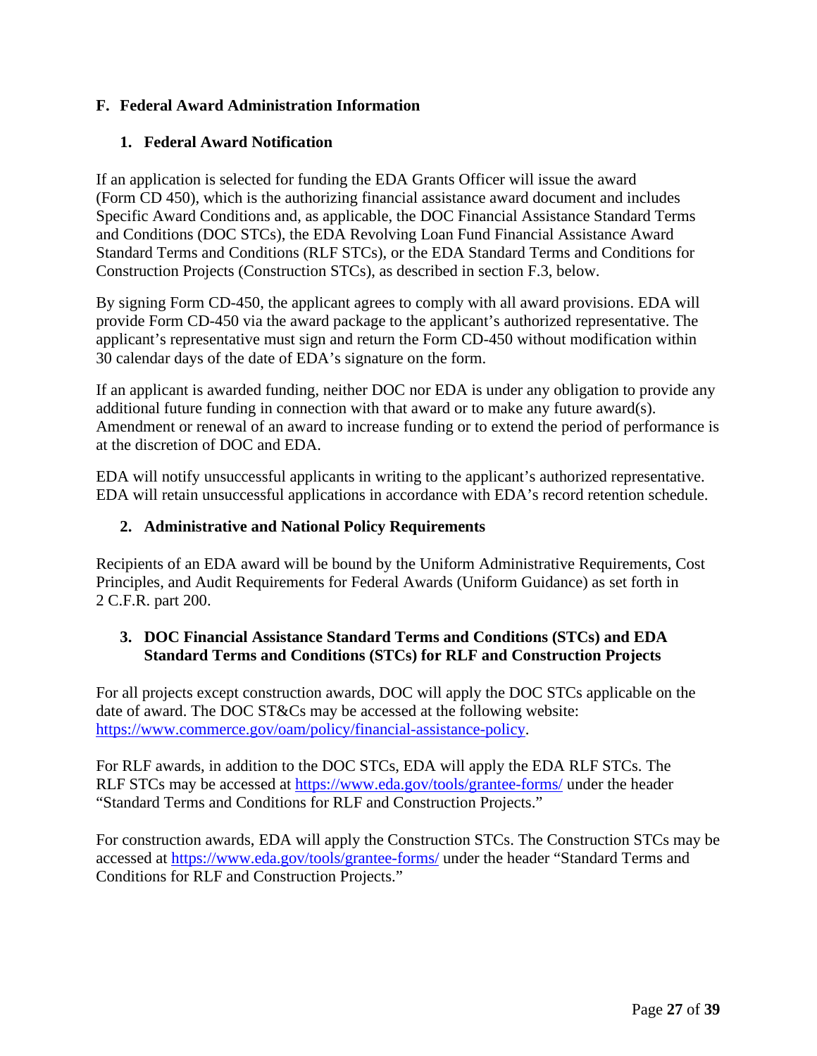## F. Federal Award Administration Information

### 1. Federal Award Notification

If an application is selected for funding the EDA Grants Officer will issue the award (Form CD 450), which is the authorizing financial assistance award document and includes Specific Award Conditions and, as applicable, the DOC Financial Assistance Standard Terms and Conditions (DOC STCs), the EDA Revolving Loan Fund Financial Assistance Award Standard Terms and Conditions (RLF STCs), or the EDA Standard Terms and Conditions for Construction Projects (Construction STCs), as described in section F.3, below.

By signing Form CD-450, the applicant agrees to comply with all award provisions. EDA will provide Form CD-450 via the award package to the applicant's authorized representative. The applicant's representative must sign and return the Form CD-450 without modification within 30 calendar days of the date of EDA's signature on the form.

If an applicant is awarded funding, neither DOC nor EDA is under any obligation to provide any additional future funding in connection with that award or to make any future award(s). Amendment or renewal of an award to increase funding or to extend the period of performance is at the discretion of DOC and EDA.

EDA will notify unsuccessful applicants in writing to the applicant's authorized representative. EDA will retain unsuccessful applications in accordance with EDA's record retention schedule.

### 2. Administrative and National Policy Requirements

Recipients of an EDA award will be bound by the Uniform Administrative Requirements, Cost Principles, and Audit Requirements for Federal Awards (Uniform Guidance) as set forth in 2 C.F.R. part 200.

### 3. DOC Financial Assistance Standard Terms and Conditions (STCs) and EDA Standard Terms and Conditions (STCs) for RLF and Construction Projects

For all projects except construction awards, DOC will apply the DOC STCs applicable on the date of award. The DOC ST&Cs may be accessed at the following website: [https://www.commerce.gov/oam/policy/financial-assistance-policy](https://www.commerce.gov/oam/policy/financial-assistance-policy).

For RLF awards, in addition to the DOC STCs, EDA will apply the EDA RLF STCs. The RLF STCs may be accessed at [https://www.eda.gov/tools/grantee-forms/](https://www.eda.gov/tools/grantee-forms/) under the header "Standard Terms and Conditions for RLF and Construction Projects."

For construction awards, EDA will apply the Construction STCs. The Construction STCs may be accessed at [https://www.eda.gov/tools/grantee-forms/](https://www.eda.gov/tools/grantee-forms/) under the header "Standard Terms and Conditions for RLF and Construction Projects."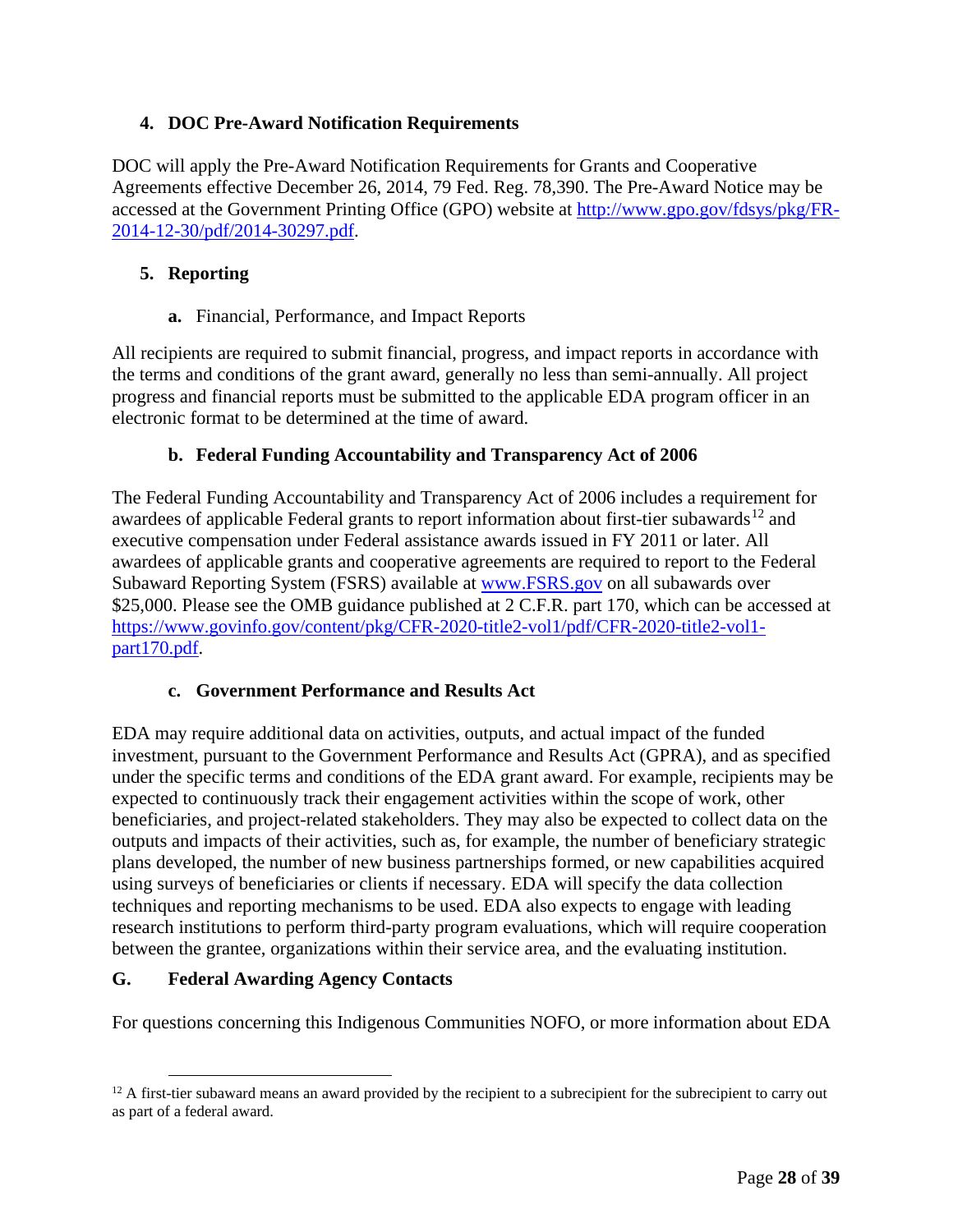### 4. DOC Pre-Award Notification Requirements

DOC will apply the Pre-Award Notification Requirements for Grants and Cooperative Agreements effective December 26, 2014, 79 Fed. Reg. 78,390. The Pre-Award Notice may be accessed at the Government Printing Office (GPO) website at [http://www.gpo.gov/fdsys/pkg/FR-2014-12-30/pdf/2014-30297.pdf](http://www.gpo.gov/fdsys/pkg/FR-2014-12-30/pdf/2014-30297.pdf).

### 5. Reporting

**a.** Financial, Performance, and Impact Reports

All recipients are required to submit financial, progress, and impact reports in accordance with the terms and conditions of the grant award, generally no less than semi-annually. All project progress and financial reports must be submitted to the applicable EDA program officer in an electronic format to be determined at the time of award.

**b. Federal Funding Accountability and Transparency Act of 2006**

The Federal Funding Accountability and Transparency Act of 2006 includes a requirement for awardees of applicable Federal grants to report information about first-tier subawards[12] and executive compensation under Federal assistance awards issued in FY 2011 or later. All awardees of applicable grants and cooperative agreements are required to report to the Federal Subaward Reporting System (FSRS) available at [www.FSRS.gov](http://www.FSRS.gov) on all subawards over $25,000. Please see the OMB guidance published at 2 C.F.R. part 170, which can be accessed at [https://www.govinfo.gov/content/pkg/CFR-2020-title2-vol1/pdf/CFR-2020-title2-vol1-part170.pdf](https://www.govinfo.gov/content/pkg/CFR-2020-title2-vol1/pdf/CFR-2020-title2-vol1-part170.pdf).

**c. Government Performance and Results Act**

EDA may require additional data on activities, outputs, and actual impact of the funded investment, pursuant to the Government Performance and Results Act (GPRA), and as specified under the specific terms and conditions of the EDA grant award. For example, recipients may be expected to continuously track their engagement activities within the scope of work, other beneficiaries, and project-related stakeholders. They may also be expected to collect data on the outputs and impacts of their activities, such as, for example, the number of beneficiary strategic plans developed, the number of new business partnerships formed, or new capabilities acquired using surveys of beneficiaries or clients if necessary. EDA will specify the data collection techniques and reporting mechanisms to be used. EDA also expects to engage with leading research institutions to perform third-party program evaluations, which will require cooperation between the grantee, organizations within their service area, and the evaluating institution.

## G. Federal Awarding Agency Contacts

For questions concerning this Indigenous Communities NOFO, or more information about EDA

---

[12] A first-tier subaward means an award provided by the recipient to a subrecipient for the subrecipient to carry out as part of a federal award.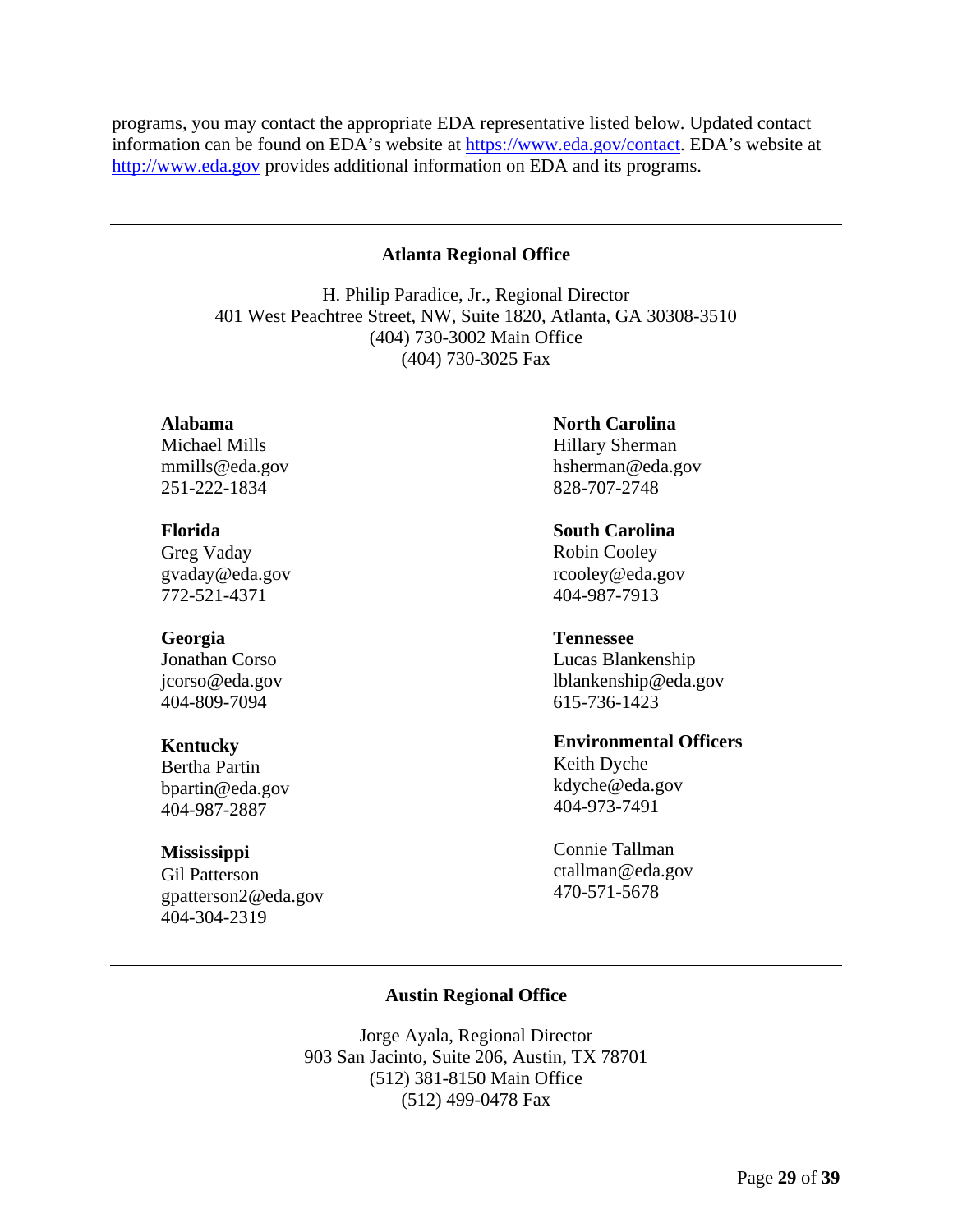programs, you may contact the appropriate EDA representative listed below. Updated contact information can be found on EDA's website at [https://www.eda.gov/contact](https://www.eda.gov/contact). EDA's website at [http://www.eda.gov](http://www.eda.gov) provides additional information on EDA and its programs.

---

### Atlanta Regional Office

H. Philip Paradice, Jr., Regional Director
401 West Peachtree Street, NW, Suite 1820, Atlanta, GA 30308-3510
(404) 730-3002 Main Office
(404) 730-3025 Fax

**Alabama**
Michael Mills
mmills@eda.gov
251-222-1834

**Florida**
Greg Vaday
gvaday@eda.gov
772-521-4371

**Georgia**
Jonathan Corso
jcorso@eda.gov
404-809-7094

**Kentucky**
Bertha Partin
bpartin@eda.gov
404-987-2887

**Mississippi**
Gil Patterson
gpatterson2@eda.gov
404-304-2319

**North Carolina**
Hillary Sherman
hsherman@eda.gov
828-707-2748

**South Carolina**
Robin Cooley
rcooley@eda.gov
404-987-7913

**Tennessee**
Lucas Blankenship
lblankenship@eda.gov
615-736-1423

**Environmental Officers**
Keith Dyche
kdyche@eda.gov
404-973-7491

Connie Tallman
ctallman@eda.gov
470-571-5678

---

### Austin Regional Office

Jorge Ayala, Regional Director
903 San Jacinto, Suite 206, Austin, TX 78701
(512) 381-8150 Main Office
(512) 499-0478 Fax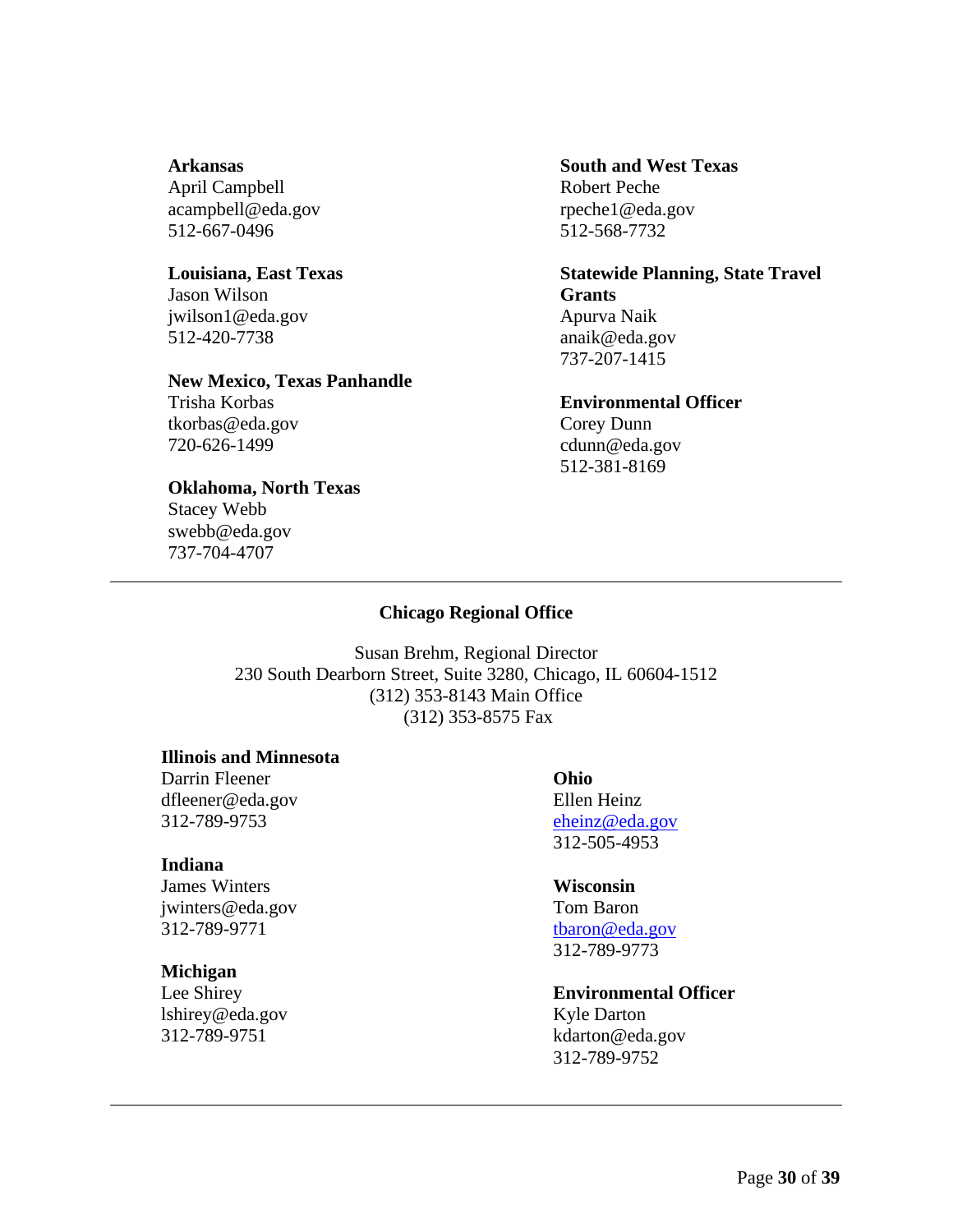**Arkansas**
April Campbell
acampbell@eda.gov
512-667-0496

**Louisiana, East Texas**
Jason Wilson
jwilson1@eda.gov
512-420-7738

**New Mexico, Texas Panhandle**
Trisha Korbas
tkorbas@eda.gov
720-626-1499

**Oklahoma, North Texas**
Stacey Webb
swebb@eda.gov
737-704-4707

**South and West Texas**
Robert Peche
rpeche1@eda.gov
512-568-7732

**Statewide Planning, State Travel Grants**
Apurva Naik
anaik@eda.gov
737-207-1415

**Environmental Officer**
Corey Dunn
cdunn@eda.gov
512-381-8169

---

### Chicago Regional Office

Susan Brehm, Regional Director
230 South Dearborn Street, Suite 3280, Chicago, IL 60604-1512
(312) 353-8143 Main Office
(312) 353-8575 Fax

**Illinois and Minnesota**
Darrin Fleener
dfleener@eda.gov
312-789-9753

**Indiana**
James Winters
jwinters@eda.gov
312-789-9771

**Michigan**
Lee Shirey
lshirey@eda.gov
312-789-9751

**Ohio**
Ellen Heinz
eheinz@eda.gov
312-505-4953

**Wisconsin**
Tom Baron
tbaron@eda.gov
312-789-9773

**Environmental Officer**
Kyle Darton
kdarton@eda.gov
312-789-9752

---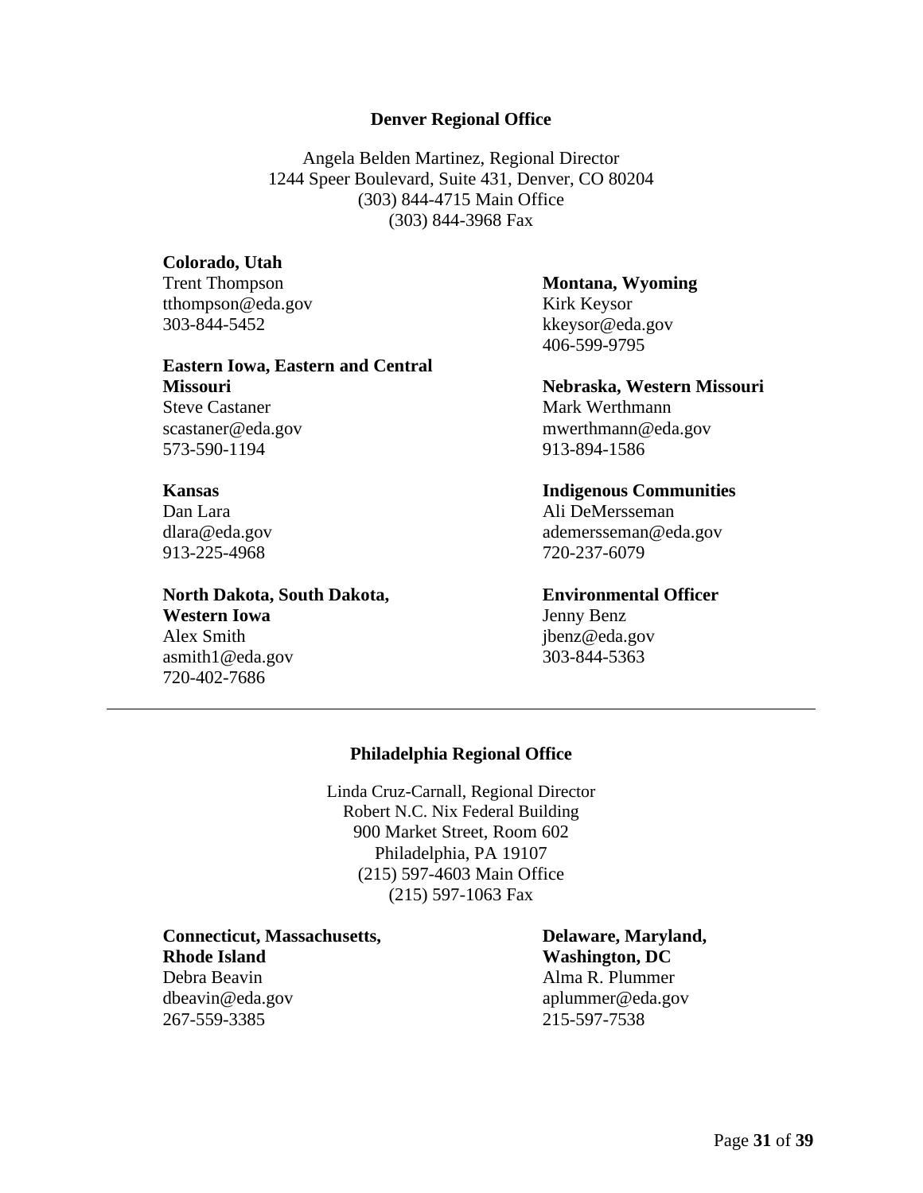### Denver Regional Office

Angela Belden Martinez, Regional Director
1244 Speer Boulevard, Suite 431, Denver, CO 80204
(303) 844-4715 Main Office
(303) 844-3968 Fax

**Colorado, Utah**
Trent Thompson
tthompson@eda.gov
303-844-5452

**Eastern Iowa, Eastern and Central Missouri**
Steve Castaner
scastaner@eda.gov
573-590-1194

**Kansas**
Dan Lara
dlara@eda.gov
913-225-4968

**North Dakota, South Dakota, Western Iowa**
Alex Smith
asmith1@eda.gov
720-402-7686

**Montana, Wyoming**
Kirk Keysor
kkeysor@eda.gov
406-599-9795

**Nebraska, Western Missouri**
Mark Werthmann
mwerthmann@eda.gov
913-894-1586

**Indigenous Communities**
Ali DeMersseman
ademersseman@eda.gov
720-237-6079

**Environmental Officer**
Jenny Benz
jbenz@eda.gov
303-844-5363

---

### Philadelphia Regional Office

Linda Cruz-Carnall, Regional Director
Robert N.C. Nix Federal Building
900 Market Street, Room 602
Philadelphia, PA 19107
(215) 597-4603 Main Office
(215) 597-1063 Fax

**Connecticut, Massachusetts, Rhode Island**
Debra Beavin
dbeavin@eda.gov
267-559-3385

**Delaware, Maryland, Washington, DC**
Alma R. Plummer
aplummer@eda.gov
215-597-7538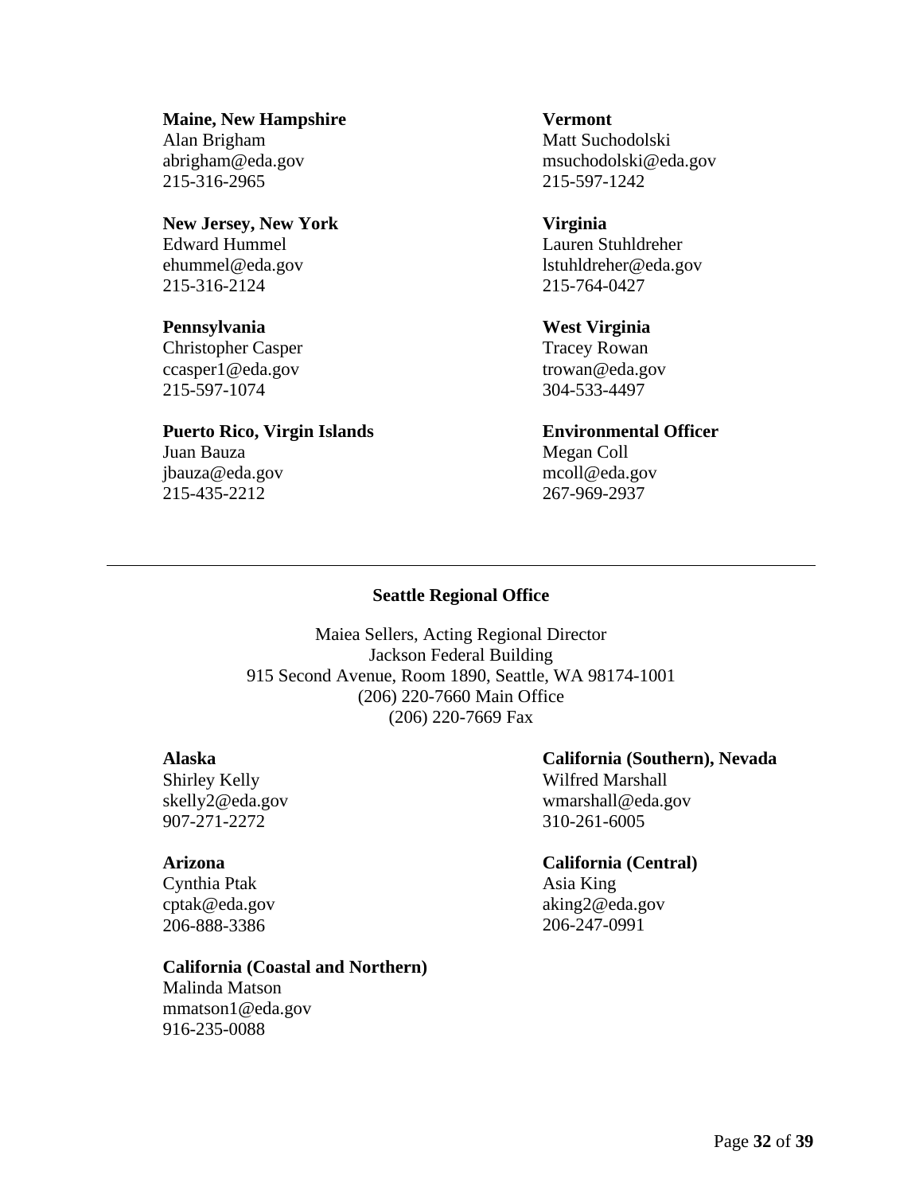**Maine, New Hampshire**
Alan Brigham
abrigham@eda.gov
215-316-2965

**New Jersey, New York**
Edward Hummel
ehummel@eda.gov
215-316-2124

**Pennsylvania**
Christopher Casper
ccasper1@eda.gov
215-597-1074

**Puerto Rico, Virgin Islands**
Juan Bauza
jbauza@eda.gov
215-435-2212

**Vermont**
Matt Suchodolski
msuchodolski@eda.gov
215-597-1242

**Virginia**
Lauren Stuhldreher
lstuhldreher@eda.gov
215-764-0427

**West Virginia**
Tracey Rowan
trowan@eda.gov
304-533-4497

**Environmental Officer**
Megan Coll
mcoll@eda.gov
267-969-2937

---

### Seattle Regional Office

Maiea Sellers, Acting Regional Director
Jackson Federal Building
915 Second Avenue, Room 1890, Seattle, WA 98174-1001
(206) 220-7660 Main Office
(206) 220-7669 Fax

**Alaska**
Shirley Kelly
skelly2@eda.gov
907-271-2272

**Arizona**
Cynthia Ptak
cptak@eda.gov
206-888-3386

**California (Coastal and Northern)**
Malinda Matson
mmatson1@eda.gov
916-235-0088

**California (Southern), Nevada**
Wilfred Marshall
wmarshall@eda.gov
310-261-6005

**California (Central)**
Asia King
aking2@eda.gov
206-247-0991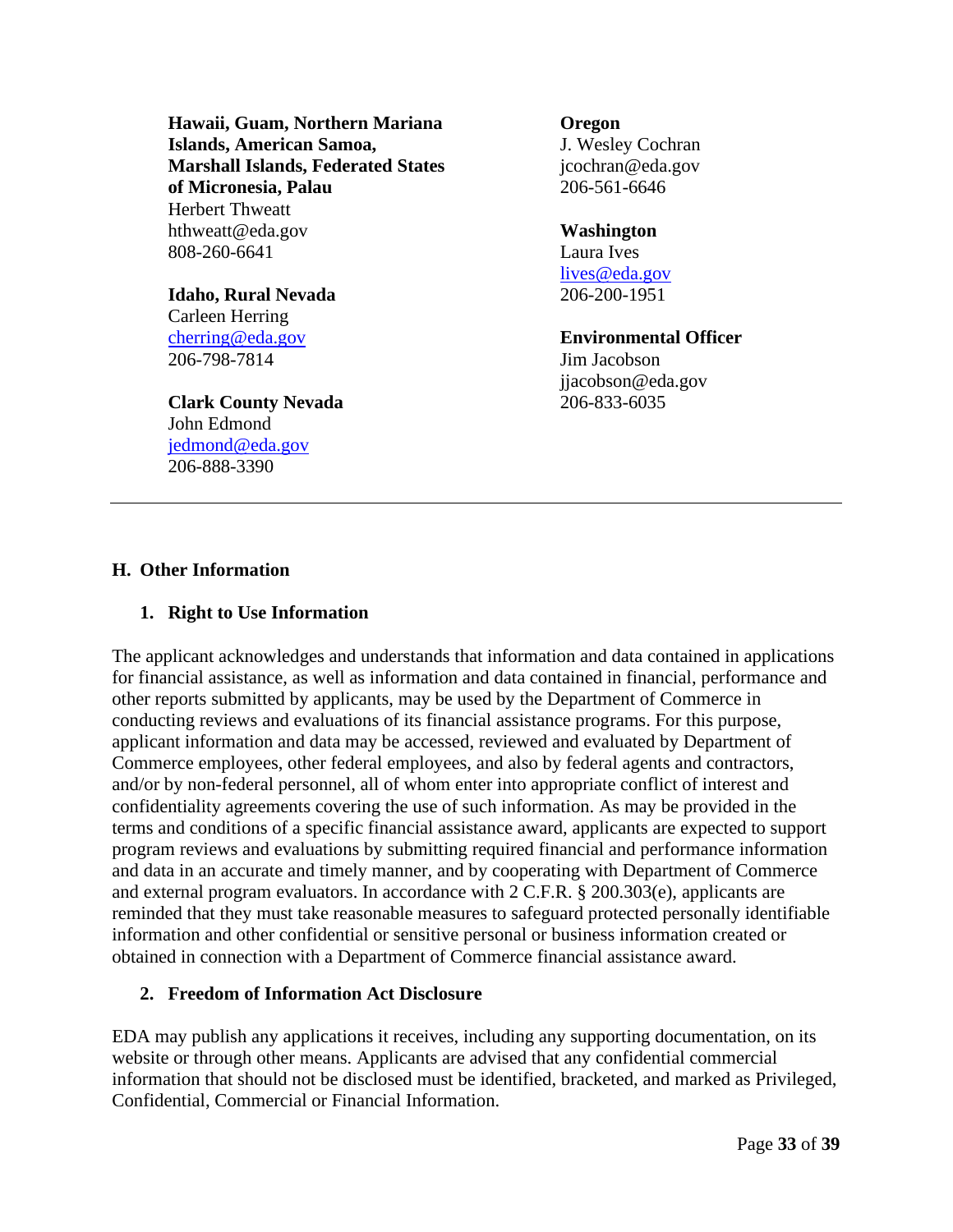**Hawaii, Guam, Northern Mariana Islands, American Samoa, Marshall Islands, Federated States of Micronesia, Palau**
Herbert Thweatt
hthweatt@eda.gov
808-260-6641

**Idaho, Rural Nevada**
Carleen Herring
cherring@eda.gov
206-798-7814

**Clark County Nevada**
John Edmond
jedmond@eda.gov
206-888-3390

**Oregon**
J. Wesley Cochran
jcochran@eda.gov
206-561-6646

**Washington**
Laura Ives
lives@eda.gov
206-200-1951

**Environmental Officer**
Jim Jacobson
jjacobson@eda.gov
206-833-6035

---

## H. Other Information

### 1. Right to Use Information

The applicant acknowledges and understands that information and data contained in applications for financial assistance, as well as information and data contained in financial, performance and other reports submitted by applicants, may be used by the Department of Commerce in conducting reviews and evaluations of its financial assistance programs. For this purpose, applicant information and data may be accessed, reviewed and evaluated by Department of Commerce employees, other federal employees, and also by federal agents and contractors, and/or by non-federal personnel, all of whom enter into appropriate conflict of interest and confidentiality agreements covering the use of such information. As may be provided in the terms and conditions of a specific financial assistance award, applicants are expected to support program reviews and evaluations by submitting required financial and performance information and data in an accurate and timely manner, and by cooperating with Department of Commerce and external program evaluators. In accordance with 2 C.F.R. § 200.303(e), applicants are reminded that they must take reasonable measures to safeguard protected personally identifiable information and other confidential or sensitive personal or business information created or obtained in connection with a Department of Commerce financial assistance award.

### 2. Freedom of Information Act Disclosure

EDA may publish any applications it receives, including any supporting documentation, on its website or through other means. Applicants are advised that any confidential commercial information that should not be disclosed must be identified, bracketed, and marked as Privileged, Confidential, Commercial or Financial Information.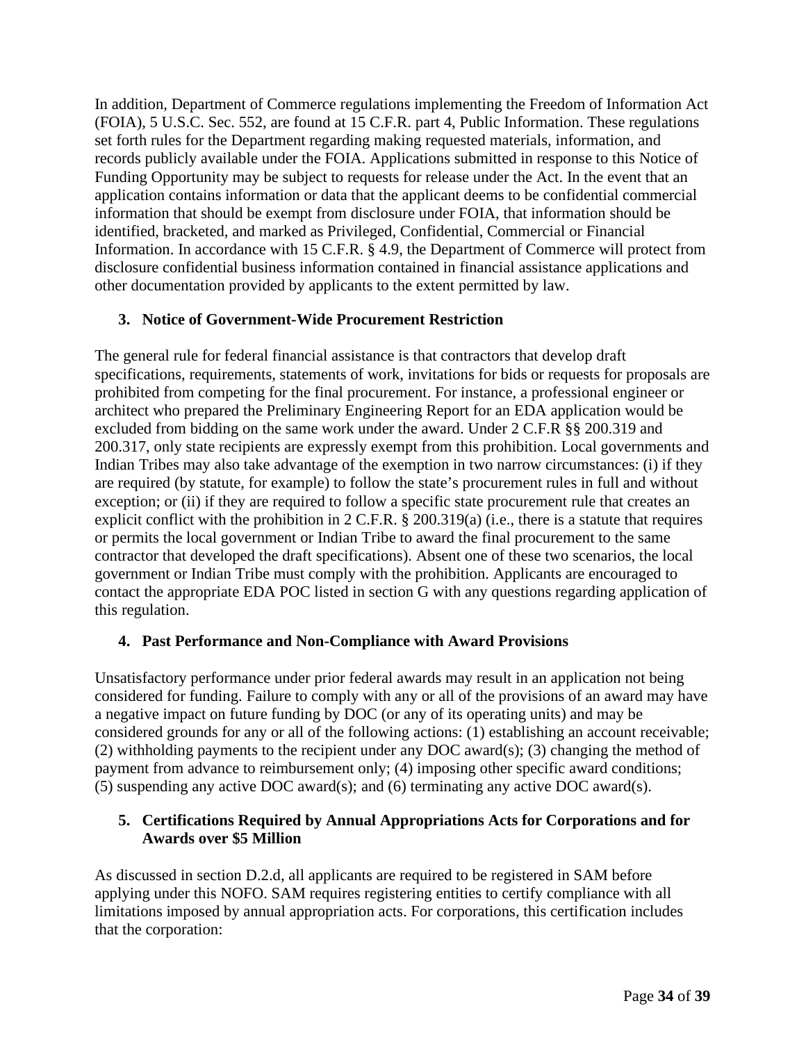In addition, Department of Commerce regulations implementing the Freedom of Information Act (FOIA), 5 U.S.C. Sec. 552, are found at 15 C.F.R. part 4, Public Information. These regulations set forth rules for the Department regarding making requested materials, information, and records publicly available under the FOIA. Applications submitted in response to this Notice of Funding Opportunity may be subject to requests for release under the Act. In the event that an application contains information or data that the applicant deems to be confidential commercial information that should be exempt from disclosure under FOIA, that information should be identified, bracketed, and marked as Privileged, Confidential, Commercial or Financial Information. In accordance with 15 C.F.R. § 4.9, the Department of Commerce will protect from disclosure confidential business information contained in financial assistance applications and other documentation provided by applicants to the extent permitted by law.

### 3. Notice of Government-Wide Procurement Restriction

The general rule for federal financial assistance is that contractors that develop draft specifications, requirements, statements of work, invitations for bids or requests for proposals are prohibited from competing for the final procurement. For instance, a professional engineer or architect who prepared the Preliminary Engineering Report for an EDA application would be excluded from bidding on the same work under the award. Under 2 C.F.R §§ 200.319 and 200.317, only state recipients are expressly exempt from this prohibition. Local governments and Indian Tribes may also take advantage of the exemption in two narrow circumstances: (i) if they are required (by statute, for example) to follow the state's procurement rules in full and without exception; or (ii) if they are required to follow a specific state procurement rule that creates an explicit conflict with the prohibition in 2 C.F.R. § 200.319(a) (i.e., there is a statute that requires or permits the local government or Indian Tribe to award the final procurement to the same contractor that developed the draft specifications). Absent one of these two scenarios, the local government or Indian Tribe must comply with the prohibition. Applicants are encouraged to contact the appropriate EDA POC listed in section G with any questions regarding application of this regulation.

### 4. Past Performance and Non-Compliance with Award Provisions

Unsatisfactory performance under prior federal awards may result in an application not being considered for funding. Failure to comply with any or all of the provisions of an award may have a negative impact on future funding by DOC (or any of its operating units) and may be considered grounds for any or all of the following actions: (1) establishing an account receivable; (2) withholding payments to the recipient under any DOC award(s); (3) changing the method of payment from advance to reimbursement only; (4) imposing other specific award conditions; (5) suspending any active DOC award(s); and (6) terminating any active DOC award(s).

### 5. Certifications Required by Annual Appropriations Acts for Corporations and for Awards over $5 Million

As discussed in section D.2.d, all applicants are required to be registered in SAM before applying under this NOFO. SAM requires registering entities to certify compliance with all limitations imposed by annual appropriation acts. For corporations, this certification includes that the corporation: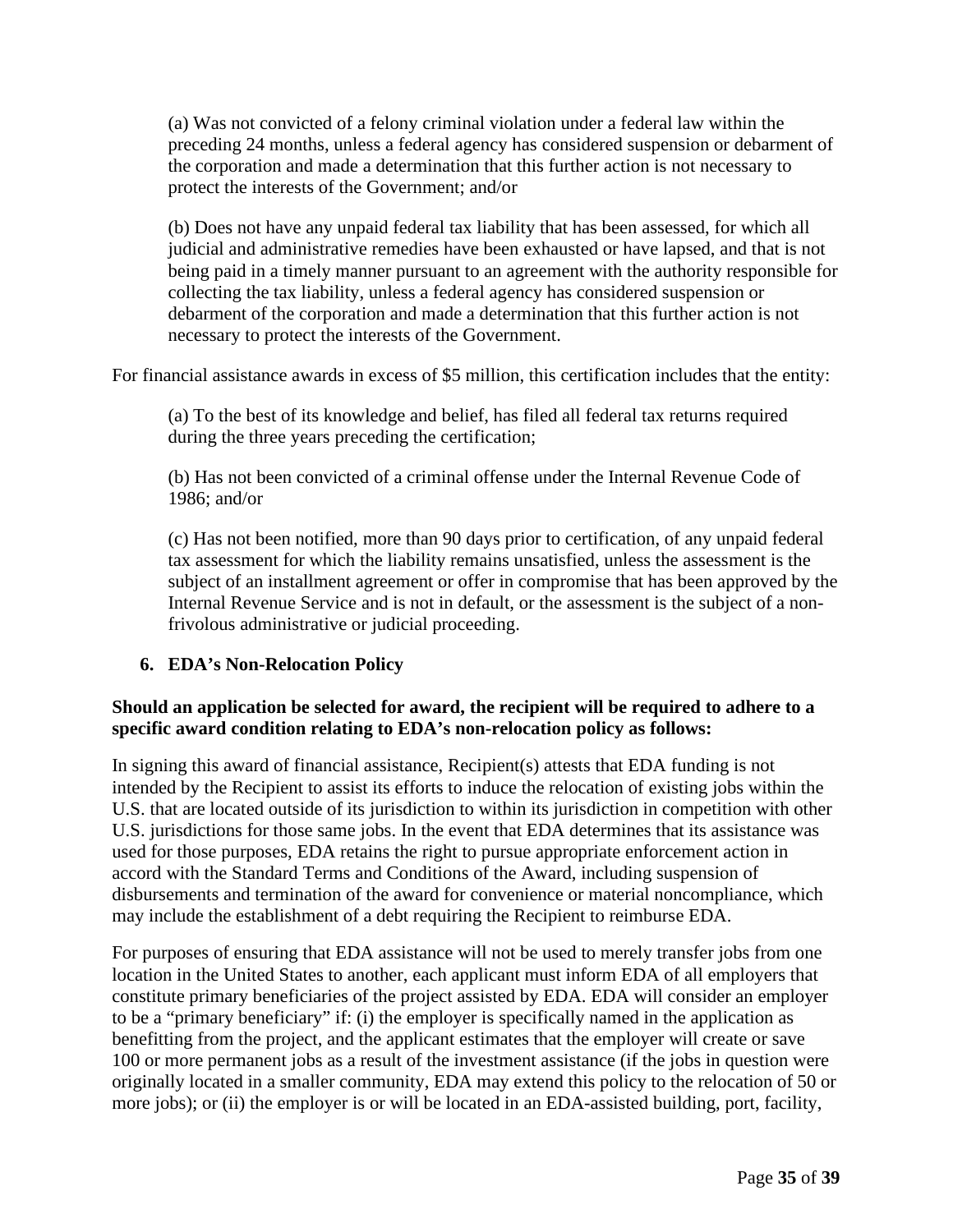(a) Was not convicted of a felony criminal violation under a federal law within the preceding 24 months, unless a federal agency has considered suspension or debarment of the corporation and made a determination that this further action is not necessary to protect the interests of the Government; and/or

(b) Does not have any unpaid federal tax liability that has been assessed, for which all judicial and administrative remedies have been exhausted or have lapsed, and that is not being paid in a timely manner pursuant to an agreement with the authority responsible for collecting the tax liability, unless a federal agency has considered suspension or debarment of the corporation and made a determination that this further action is not necessary to protect the interests of the Government.

For financial assistance awards in excess of $5 million, this certification includes that the entity:

(a) To the best of its knowledge and belief, has filed all federal tax returns required during the three years preceding the certification;

(b) Has not been convicted of a criminal offense under the Internal Revenue Code of 1986; and/or

(c) Has not been notified, more than 90 days prior to certification, of any unpaid federal tax assessment for which the liability remains unsatisfied, unless the assessment is the subject of an installment agreement or offer in compromise that has been approved by the Internal Revenue Service and is not in default, or the assessment is the subject of a non-frivolous administrative or judicial proceeding.

### 6. EDA's Non-Relocation Policy

**Should an application be selected for award, the recipient will be required to adhere to a specific award condition relating to EDA's non-relocation policy as follows:**

In signing this award of financial assistance, Recipient(s) attests that EDA funding is not intended by the Recipient to assist its efforts to induce the relocation of existing jobs within the U.S. that are located outside of its jurisdiction to within its jurisdiction in competition with other U.S. jurisdictions for those same jobs. In the event that EDA determines that its assistance was used for those purposes, EDA retains the right to pursue appropriate enforcement action in accord with the Standard Terms and Conditions of the Award, including suspension of disbursements and termination of the award for convenience or material noncompliance, which may include the establishment of a debt requiring the Recipient to reimburse EDA.

For purposes of ensuring that EDA assistance will not be used to merely transfer jobs from one location in the United States to another, each applicant must inform EDA of all employers that constitute primary beneficiaries of the project assisted by EDA. EDA will consider an employer to be a "primary beneficiary" if: (i) the employer is specifically named in the application as benefitting from the project, and the applicant estimates that the employer will create or save 100 or more permanent jobs as a result of the investment assistance (if the jobs in question were originally located in a smaller community, EDA may extend this policy to the relocation of 50 or more jobs); or (ii) the employer is or will be located in an EDA-assisted building, port, facility,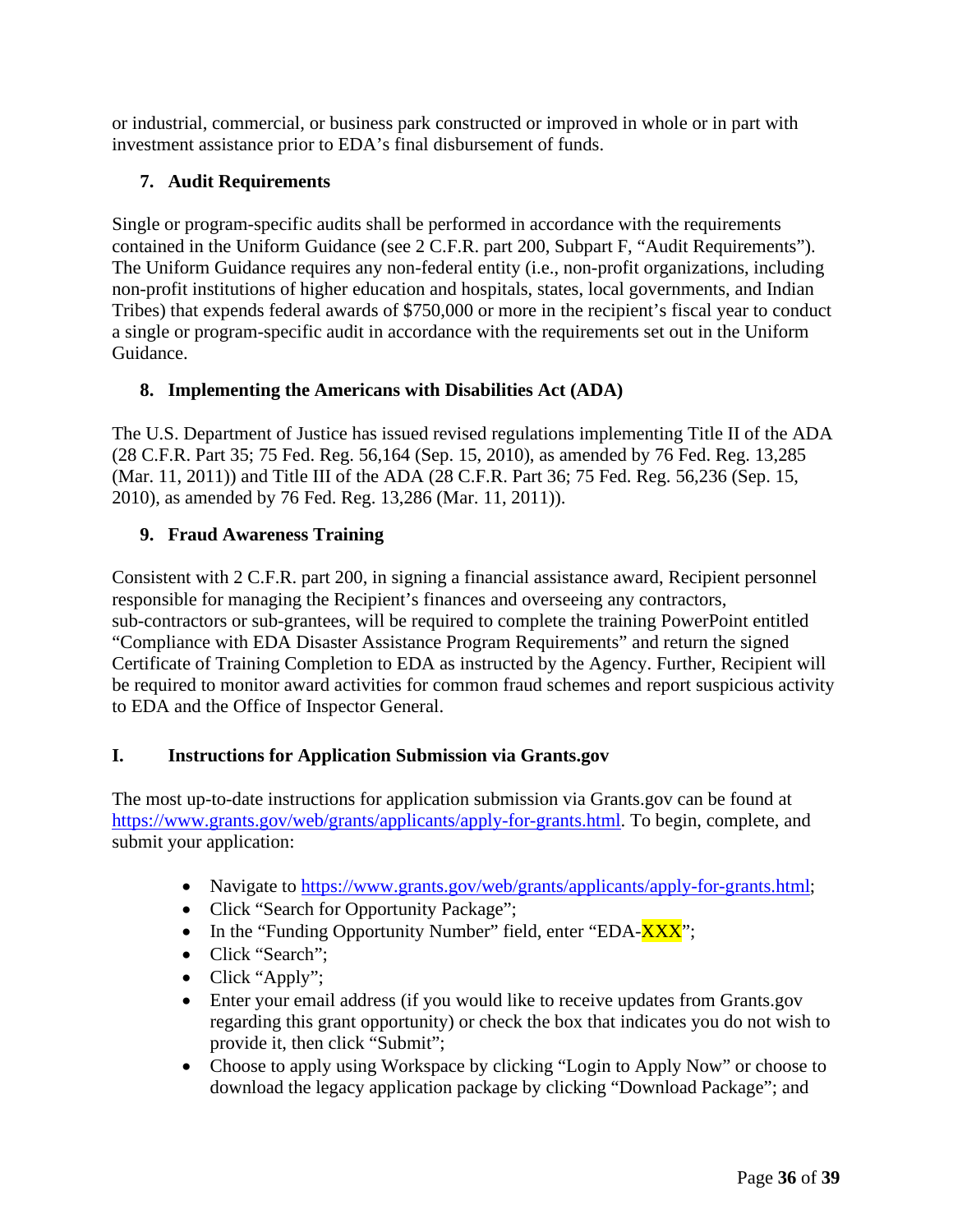or industrial, commercial, or business park constructed or improved in whole or in part with investment assistance prior to EDA's final disbursement of funds.

### 7. Audit Requirements

Single or program-specific audits shall be performed in accordance with the requirements contained in the Uniform Guidance (see 2 C.F.R. part 200, Subpart F, "Audit Requirements"). The Uniform Guidance requires any non-federal entity (i.e., non-profit organizations, including non-profit institutions of higher education and hospitals, states, local governments, and Indian Tribes) that expends federal awards of $750,000 or more in the recipient's fiscal year to conduct a single or program-specific audit in accordance with the requirements set out in the Uniform Guidance.

### 8. Implementing the Americans with Disabilities Act (ADA)

The U.S. Department of Justice has issued revised regulations implementing Title II of the ADA (28 C.F.R. Part 35; 75 Fed. Reg. 56,164 (Sep. 15, 2010), as amended by 76 Fed. Reg. 13,285 (Mar. 11, 2011)) and Title III of the ADA (28 C.F.R. Part 36; 75 Fed. Reg. 56,236 (Sep. 15, 2010), as amended by 76 Fed. Reg. 13,286 (Mar. 11, 2011)).

### 9. Fraud Awareness Training

Consistent with 2 C.F.R. part 200, in signing a financial assistance award, Recipient personnel responsible for managing the Recipient's finances and overseeing any contractors, sub-contractors or sub-grantees, will be required to complete the training PowerPoint entitled "Compliance with EDA Disaster Assistance Program Requirements" and return the signed Certificate of Training Completion to EDA as instructed by the Agency. Further, Recipient will be required to monitor award activities for common fraud schemes and report suspicious activity to EDA and the Office of Inspector General.

## I. Instructions for Application Submission via Grants.gov

The most up-to-date instructions for application submission via Grants.gov can be found at https://www.grants.gov/web/grants/applicants/apply-for-grants.html. To begin, complete, and submit your application:

- Navigate to https://www.grants.gov/web/grants/applicants/apply-for-grants.html;
- Click "Search for Opportunity Package";
- In the "Funding Opportunity Number" field, enter "EDA-XXX";
- Click "Search";
- Click "Apply";
- Enter your email address (if you would like to receive updates from Grants.gov regarding this grant opportunity) or check the box that indicates you do not wish to provide it, then click "Submit";
- Choose to apply using Workspace by clicking "Login to Apply Now" or choose to download the legacy application package by clicking "Download Package"; and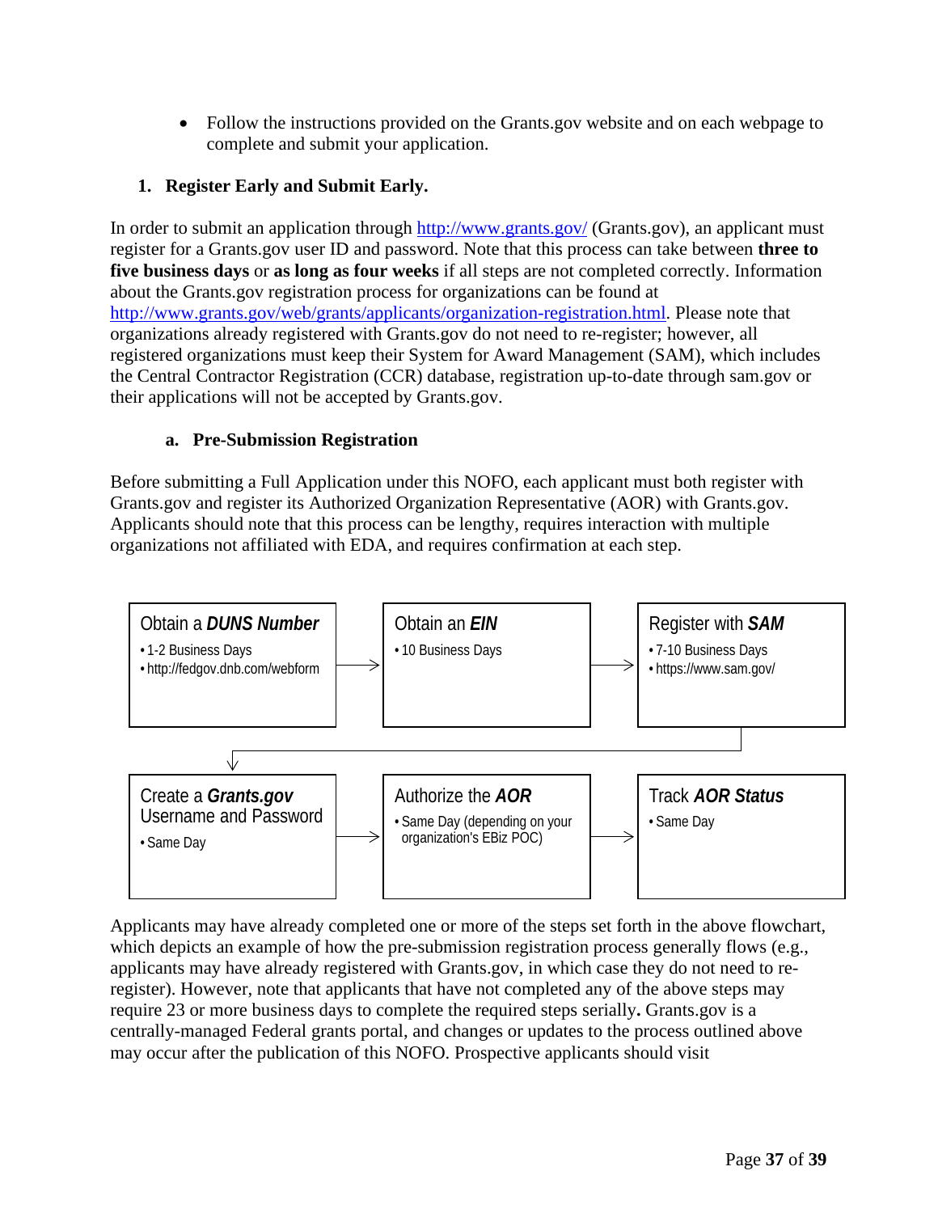- Follow the instructions provided on the Grants.gov website and on each webpage to complete and submit your application.

### 1. Register Early and Submit Early.

In order to submit an application through http://www.grants.gov/ (Grants.gov), an applicant must register for a Grants.gov user ID and password. Note that this process can take between **three to five business days** or **as long as four weeks** if all steps are not completed correctly. Information about the Grants.gov registration process for organizations can be found at http://www.grants.gov/web/grants/applicants/organization-registration.html. Please note that organizations already registered with Grants.gov do not need to re-register; however, all registered organizations must keep their System for Award Management (SAM), which includes the Central Contractor Registration (CCR) database, registration up-to-date through sam.gov or their applications will not be accepted by Grants.gov.

#### a. Pre-Submission Registration

Before submitting a Full Application under this NOFO, each applicant must both register with Grants.gov and register its Authorized Organization Representative (AOR) with Grants.gov. Applicants should note that this process can be lengthy, requires interaction with multiple organizations not affiliated with EDA, and requires confirmation at each step.

| Step | Timing / Resource |
| --- | --- |
| Obtain a ***DUNS Number*** | • 1-2 Business Days<br>• http://fedgov.dnb.com/webform |
| Obtain an ***EIN*** | • 10 Business Days |
| Register with ***SAM*** | • 7-10 Business Days<br>• https://www.sam.gov/ |
| Create a ***Grants.gov*** Username and Password | • Same Day |
| Authorize the ***AOR*** | • Same Day (depending on your organization's EBiz POC) |
| Track ***AOR Status*** | • Same Day |

Applicants may have already completed one or more of the steps set forth in the above flowchart, which depicts an example of how the pre-submission registration process generally flows (e.g., applicants may have already registered with Grants.gov, in which case they do not need to re-register). However, note that applicants that have not completed any of the above steps may require 23 or more business days to complete the required steps serially**.** Grants.gov is a centrally-managed Federal grants portal, and changes or updates to the process outlined above may occur after the publication of this NOFO. Prospective applicants should visit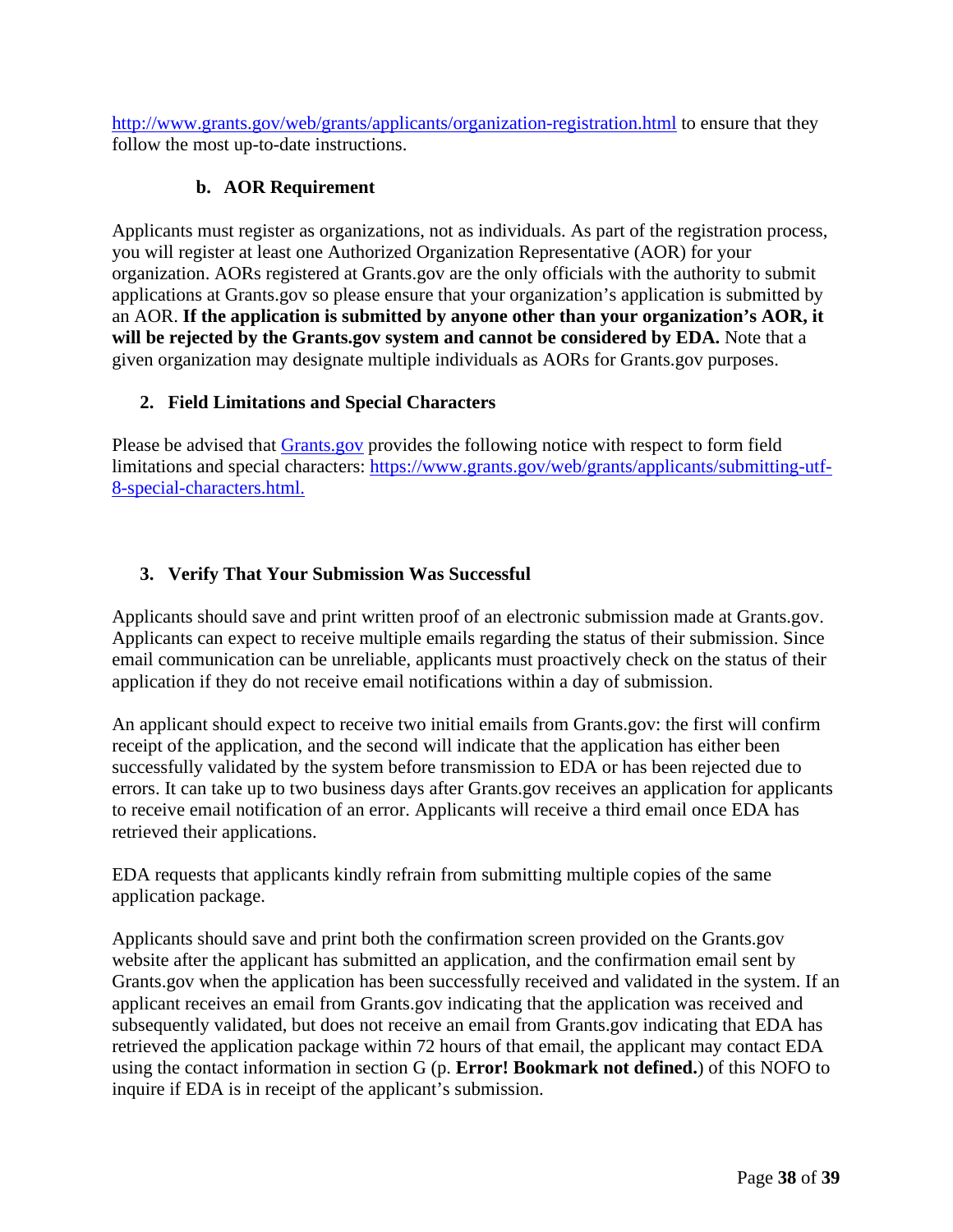http://www.grants.gov/web/grants/applicants/organization-registration.html to ensure that they follow the most up-to-date instructions.

#### b. AOR Requirement

Applicants must register as organizations, not as individuals. As part of the registration process, you will register at least one Authorized Organization Representative (AOR) for your organization. AORs registered at Grants.gov are the only officials with the authority to submit applications at Grants.gov so please ensure that your organization's application is submitted by an AOR. **If the application is submitted by anyone other than your organization's AOR, it will be rejected by the Grants.gov system and cannot be considered by EDA.** Note that a given organization may designate multiple individuals as AORs for Grants.gov purposes.

### 2. Field Limitations and Special Characters

Please be advised that Grants.gov provides the following notice with respect to form field limitations and special characters: https://www.grants.gov/web/grants/applicants/submitting-utf-8-special-characters.html.

### 3. Verify That Your Submission Was Successful

Applicants should save and print written proof of an electronic submission made at Grants.gov. Applicants can expect to receive multiple emails regarding the status of their submission. Since email communication can be unreliable, applicants must proactively check on the status of their application if they do not receive email notifications within a day of submission.

An applicant should expect to receive two initial emails from Grants.gov: the first will confirm receipt of the application, and the second will indicate that the application has either been successfully validated by the system before transmission to EDA or has been rejected due to errors. It can take up to two business days after Grants.gov receives an application for applicants to receive email notification of an error. Applicants will receive a third email once EDA has retrieved their applications.

EDA requests that applicants kindly refrain from submitting multiple copies of the same application package.

Applicants should save and print both the confirmation screen provided on the Grants.gov website after the applicant has submitted an application, and the confirmation email sent by Grants.gov when the application has been successfully received and validated in the system. If an applicant receives an email from Grants.gov indicating that the application was received and subsequently validated, but does not receive an email from Grants.gov indicating that EDA has retrieved the application package within 72 hours of that email, the applicant may contact EDA using the contact information in section G (p. **Error! Bookmark not defined.**) of this NOFO to inquire if EDA is in receipt of the applicant's submission.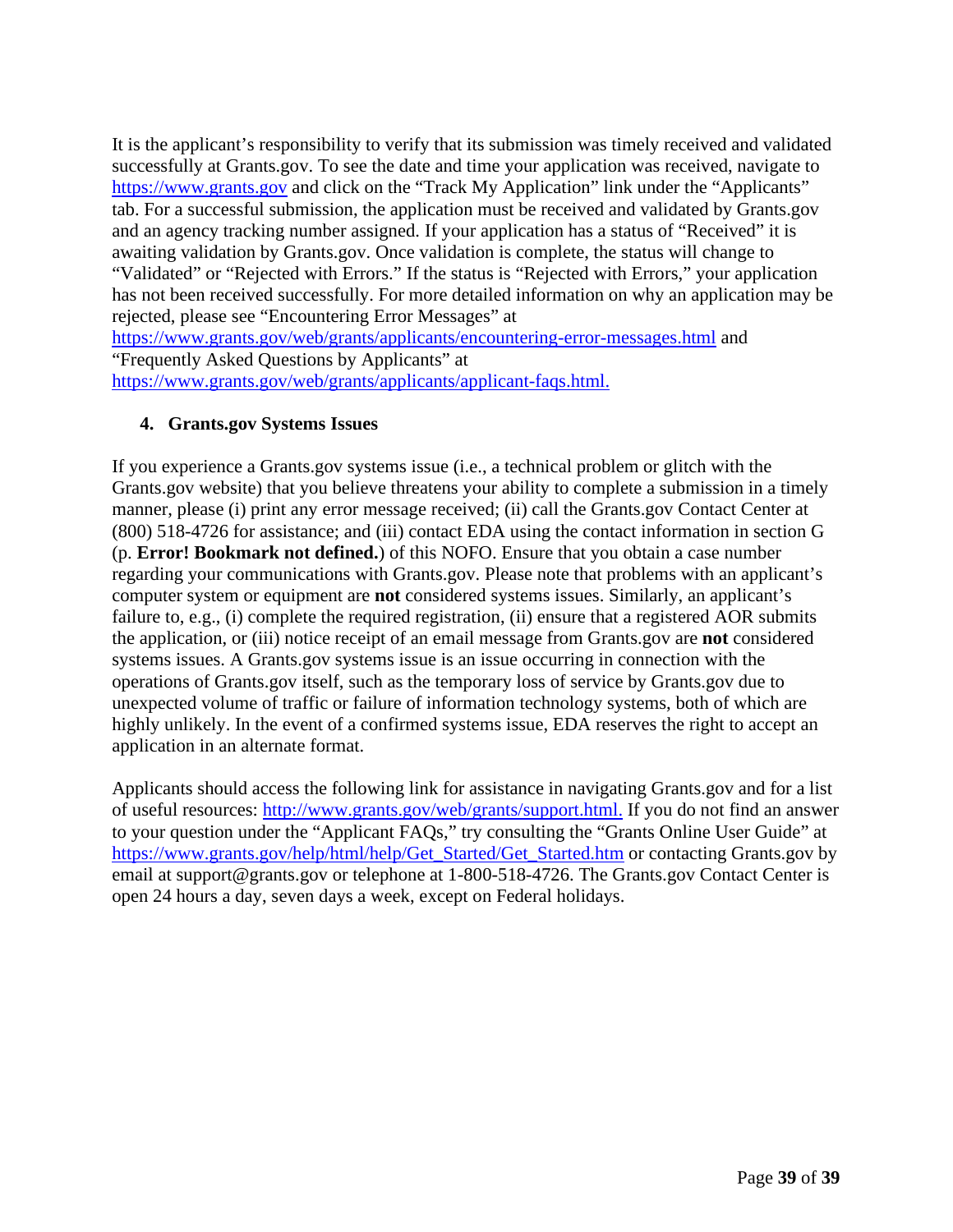It is the applicant's responsibility to verify that its submission was timely received and validated successfully at Grants.gov. To see the date and time your application was received, navigate to https://www.grants.gov and click on the "Track My Application" link under the "Applicants" tab. For a successful submission, the application must be received and validated by Grants.gov and an agency tracking number assigned. If your application has a status of "Received" it is awaiting validation by Grants.gov. Once validation is complete, the status will change to "Validated" or "Rejected with Errors." If the status is "Rejected with Errors," your application has not been received successfully. For more detailed information on why an application may be rejected, please see "Encountering Error Messages" at https://www.grants.gov/web/grants/applicants/encountering-error-messages.html and "Frequently Asked Questions by Applicants" at https://www.grants.gov/web/grants/applicants/applicant-faqs.html.

#### 4. Grants.gov Systems Issues

If you experience a Grants.gov systems issue (i.e., a technical problem or glitch with the Grants.gov website) that you believe threatens your ability to complete a submission in a timely manner, please (i) print any error message received; (ii) call the Grants.gov Contact Center at (800) 518-4726 for assistance; and (iii) contact EDA using the contact information in section G (p. **Error! Bookmark not defined.**) of this NOFO. Ensure that you obtain a case number regarding your communications with Grants.gov. Please note that problems with an applicant's computer system or equipment are **not** considered systems issues. Similarly, an applicant's failure to, e.g., (i) complete the required registration, (ii) ensure that a registered AOR submits the application, or (iii) notice receipt of an email message from Grants.gov are **not** considered systems issues. A Grants.gov systems issue is an issue occurring in connection with the operations of Grants.gov itself, such as the temporary loss of service by Grants.gov due to unexpected volume of traffic or failure of information technology systems, both of which are highly unlikely. In the event of a confirmed systems issue, EDA reserves the right to accept an application in an alternate format.

Applicants should access the following link for assistance in navigating Grants.gov and for a list of useful resources: http://www.grants.gov/web/grants/support.html. If you do not find an answer to your question under the "Applicant FAQs," try consulting the "Grants Online User Guide" at https://www.grants.gov/help/html/help/Get_Started/Get_Started.htm or contacting Grants.gov by email at support@grants.gov or telephone at 1-800-518-4726. The Grants.gov Contact Center is open 24 hours a day, seven days a week, except on Federal holidays.